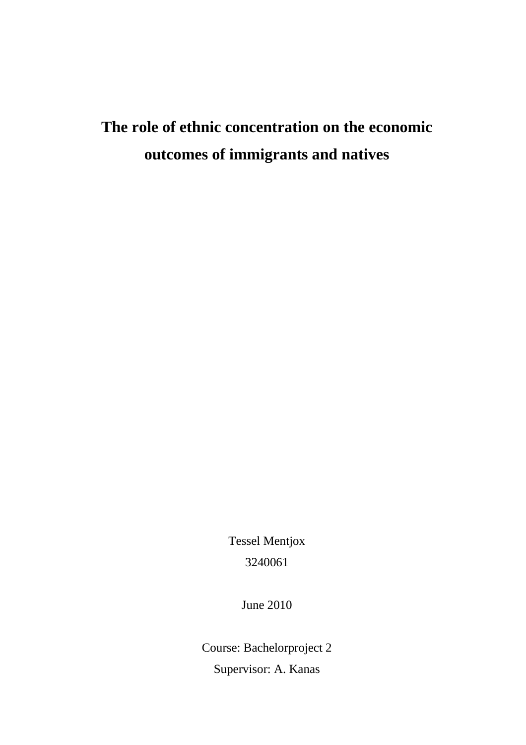# The role of ethnic concentration on the economic outcomes of immigrants and natives

Tessel Mentjox

3240061

June 2010

Course: Bachelorproject 2

Supervisor: A. Kanas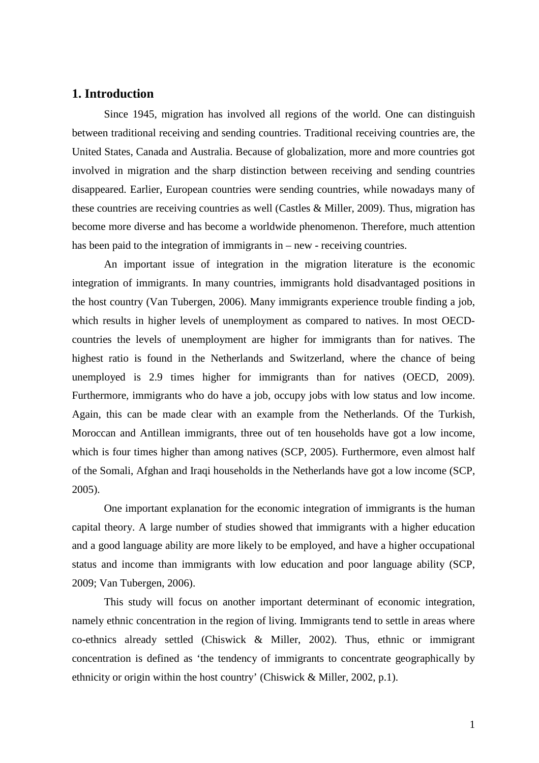## 1. Introduction

Since 1945, migration has involved all regions of the world. One can distinguish between traditional receiving and sending countries. Traditional receiving countries are, the United States, Canada and Australia. Because of globalization, more and more countries got involved in migration and the sharp distinction between receiving and sending countries disappeared. Earlier, European countries were sending countries, while nowadays many of these countries are receiving countries as well (Castles & Miller, 2009). Thus, migration has become more diverse and has become a worldwide phenomenon. Therefore, much attention has been paid to the integration of immigrants in – new - receiving countries.

An important issue of integration in the migration literature is the economic integration of immigrants. In many countries, immigrants hold disadvantaged positions in the host country (Van Tubergen, 2006). Many immigrants experience trouble finding a job, which results in higher levels of unemployment as compared to natives. In most OECD-countries the levels of unemployment are higher for immigrants than for natives. The highest ratio is found in the Netherlands and Switzerland, where the chance of being unemployed is 2.9 times higher for immigrants than for natives (OECD, 2009). Furthermore, immigrants who do have a job, occupy jobs with low status and low income. Again, this can be made clear with an example from the Netherlands. Of the Turkish, Moroccan and Antillean immigrants, three out of ten households have got a low income, which is four times higher than among natives (SCP, 2005). Furthermore, even almost half of the Somali, Afghan and Iraqi households in the Netherlands have got a low income (SCP, 2005).

One important explanation for the economic integration of immigrants is the human capital theory. A large number of studies showed that immigrants with a higher education and a good language ability are more likely to be employed, and have a higher occupational status and income than immigrants with low education and poor language ability (SCP, 2009; Van Tubergen, 2006).

This study will focus on another important determinant of economic integration, namely ethnic concentration in the region of living. Immigrants tend to settle in areas where co-ethnics already settled (Chiswick & Miller, 2002). Thus, ethnic or immigrant concentration is defined as 'the tendency of immigrants to concentrate geographically by ethnicity or origin within the host country' (Chiswick & Miller, 2002, p.1).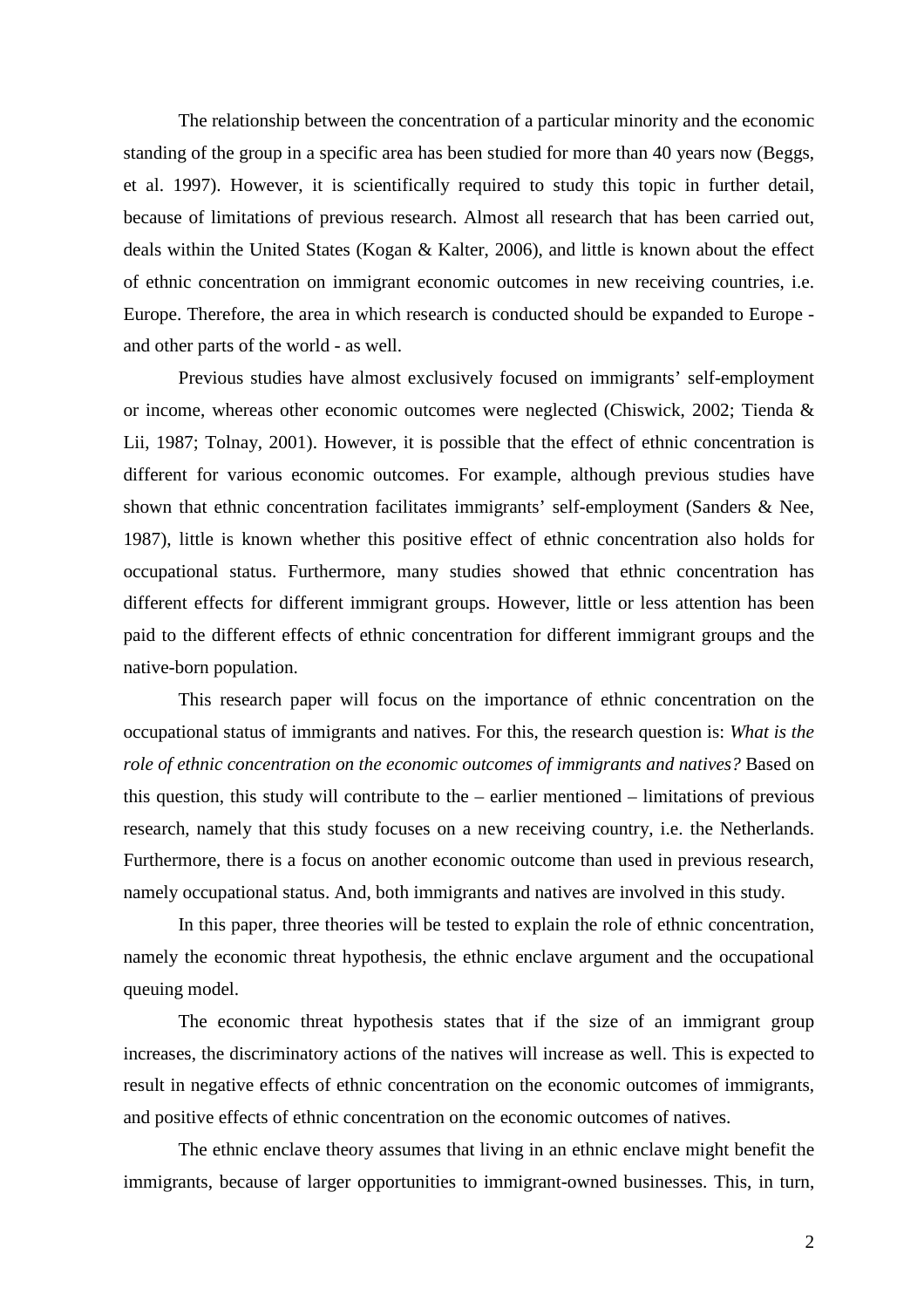The relationship between the concentration of a particular minority and the economic standing of the group in a specific area has been studied for more than 40 years now (Beggs, et al. 1997). However, it is scientifically required to study this topic in further detail, because of limitations of previous research. Almost all research that has been carried out, deals within the United States (Kogan & Kalter, 2006), and little is known about the effect of ethnic concentration on immigrant economic outcomes in new receiving countries, i.e. Europe. Therefore, the area in which research is conducted should be expanded to Europe - and other parts of the world - as well.

Previous studies have almost exclusively focused on immigrants' self-employment or income, whereas other economic outcomes were neglected (Chiswick, 2002; Tienda & Lii, 1987; Tolnay, 2001). However, it is possible that the effect of ethnic concentration is different for various economic outcomes. For example, although previous studies have shown that ethnic concentration facilitates immigrants' self-employment (Sanders & Nee, 1987), little is known whether this positive effect of ethnic concentration also holds for occupational status. Furthermore, many studies showed that ethnic concentration has different effects for different immigrant groups. However, little or less attention has been paid to the different effects of ethnic concentration for different immigrant groups and the native-born population.

This research paper will focus on the importance of ethnic concentration on the occupational status of immigrants and natives. For this, the research question is: *What is the role of ethnic concentration on the economic outcomes of immigrants and natives?* Based on this question, this study will contribute to the – earlier mentioned – limitations of previous research, namely that this study focuses on a new receiving country, i.e. the Netherlands. Furthermore, there is a focus on another economic outcome than used in previous research, namely occupational status. And, both immigrants and natives are involved in this study.

In this paper, three theories will be tested to explain the role of ethnic concentration, namely the economic threat hypothesis, the ethnic enclave argument and the occupational queuing model.

The economic threat hypothesis states that if the size of an immigrant group increases, the discriminatory actions of the natives will increase as well. This is expected to result in negative effects of ethnic concentration on the economic outcomes of immigrants, and positive effects of ethnic concentration on the economic outcomes of natives.

The ethnic enclave theory assumes that living in an ethnic enclave might benefit the immigrants, because of larger opportunities to immigrant-owned businesses. This, in turn,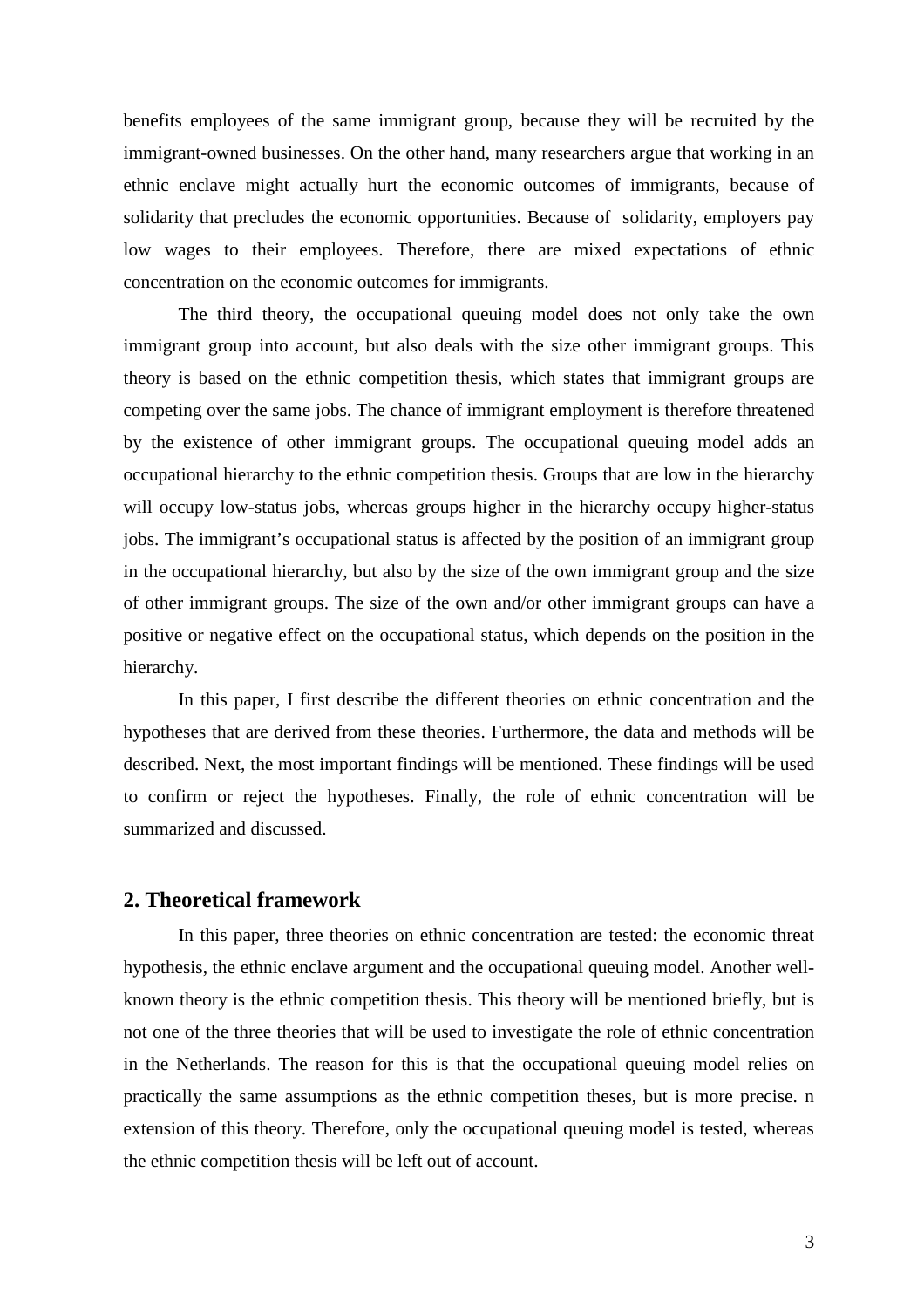benefits employees of the same immigrant group, because they will be recruited by the immigrant-owned businesses. On the other hand, many researchers argue that working in an ethnic enclave might actually hurt the economic outcomes of immigrants, because of solidarity that precludes the economic opportunities. Because of solidarity, employers pay low wages to their employees. Therefore, there are mixed expectations of ethnic concentration on the economic outcomes for immigrants.

The third theory, the occupational queuing model does not only take the own immigrant group into account, but also deals with the size other immigrant groups. This theory is based on the ethnic competition thesis, which states that immigrant groups are competing over the same jobs. The chance of immigrant employment is therefore threatened by the existence of other immigrant groups. The occupational queuing model adds an occupational hierarchy to the ethnic competition thesis. Groups that are low in the hierarchy will occupy low-status jobs, whereas groups higher in the hierarchy occupy higher-status jobs. The immigrant's occupational status is affected by the position of an immigrant group in the occupational hierarchy, but also by the size of the own immigrant group and the size of other immigrant groups. The size of the own and/or other immigrant groups can have a positive or negative effect on the occupational status, which depends on the position in the hierarchy.

In this paper, I first describe the different theories on ethnic concentration and the hypotheses that are derived from these theories. Furthermore, the data and methods will be described. Next, the most important findings will be mentioned. These findings will be used to confirm or reject the hypotheses. Finally, the role of ethnic concentration will be summarized and discussed.

## 2. Theoretical framework

In this paper, three theories on ethnic concentration are tested: the economic threat hypothesis, the ethnic enclave argument and the occupational queuing model. Another well-known theory is the ethnic competition thesis. This theory will be mentioned briefly, but is not one of the three theories that will be used to investigate the role of ethnic concentration in the Netherlands. The reason for this is that the occupational queuing model relies on practically the same assumptions as the ethnic competition theses, but is more precise. n extension of this theory. Therefore, only the occupational queuing model is tested, whereas the ethnic competition thesis will be left out of account.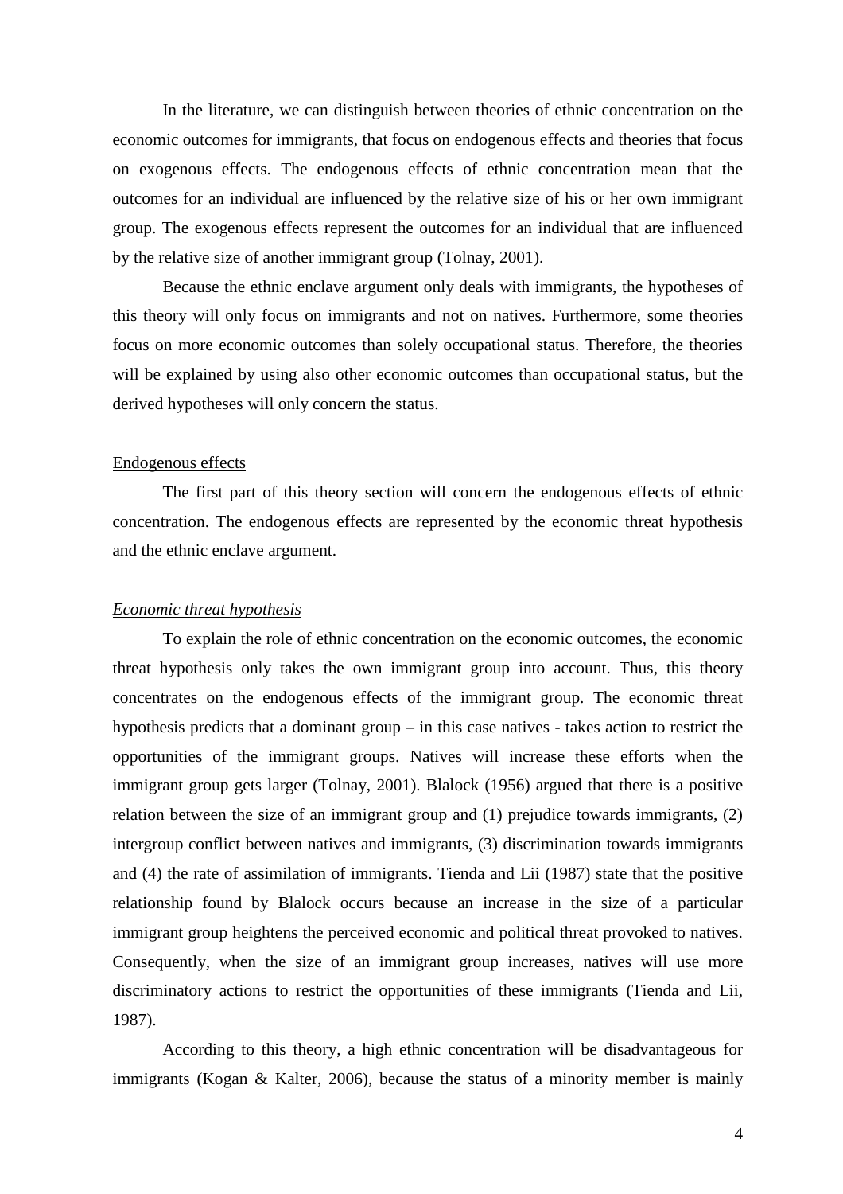In the literature, we can distinguish between theories of ethnic concentration on the economic outcomes for immigrants, that focus on endogenous effects and theories that focus on exogenous effects. The endogenous effects of ethnic concentration mean that the outcomes for an individual are influenced by the relative size of his or her own immigrant group. The exogenous effects represent the outcomes for an individual that are influenced by the relative size of another immigrant group (Tolnay, 2001).

Because the ethnic enclave argument only deals with immigrants, the hypotheses of this theory will only focus on immigrants and not on natives. Furthermore, some theories focus on more economic outcomes than solely occupational status. Therefore, the theories will be explained by using also other economic outcomes than occupational status, but the derived hypotheses will only concern the status.

<u>Endogenous effects</u>

The first part of this theory section will concern the endogenous effects of ethnic concentration. The endogenous effects are represented by the economic threat hypothesis and the ethnic enclave argument.

<u>*Economic threat hypothesis*</u>

To explain the role of ethnic concentration on the economic outcomes, the economic threat hypothesis only takes the own immigrant group into account. Thus, this theory concentrates on the endogenous effects of the immigrant group. The economic threat hypothesis predicts that a dominant group – in this case natives - takes action to restrict the opportunities of the immigrant groups. Natives will increase these efforts when the immigrant group gets larger (Tolnay, 2001). Blalock (1956) argued that there is a positive relation between the size of an immigrant group and (1) prejudice towards immigrants, (2) intergroup conflict between natives and immigrants, (3) discrimination towards immigrants and (4) the rate of assimilation of immigrants. Tienda and Lii (1987) state that the positive relationship found by Blalock occurs because an increase in the size of a particular immigrant group heightens the perceived economic and political threat provoked to natives. Consequently, when the size of an immigrant group increases, natives will use more discriminatory actions to restrict the opportunities of these immigrants (Tienda and Lii, 1987).

According to this theory, a high ethnic concentration will be disadvantageous for immigrants (Kogan & Kalter, 2006), because the status of a minority member is mainly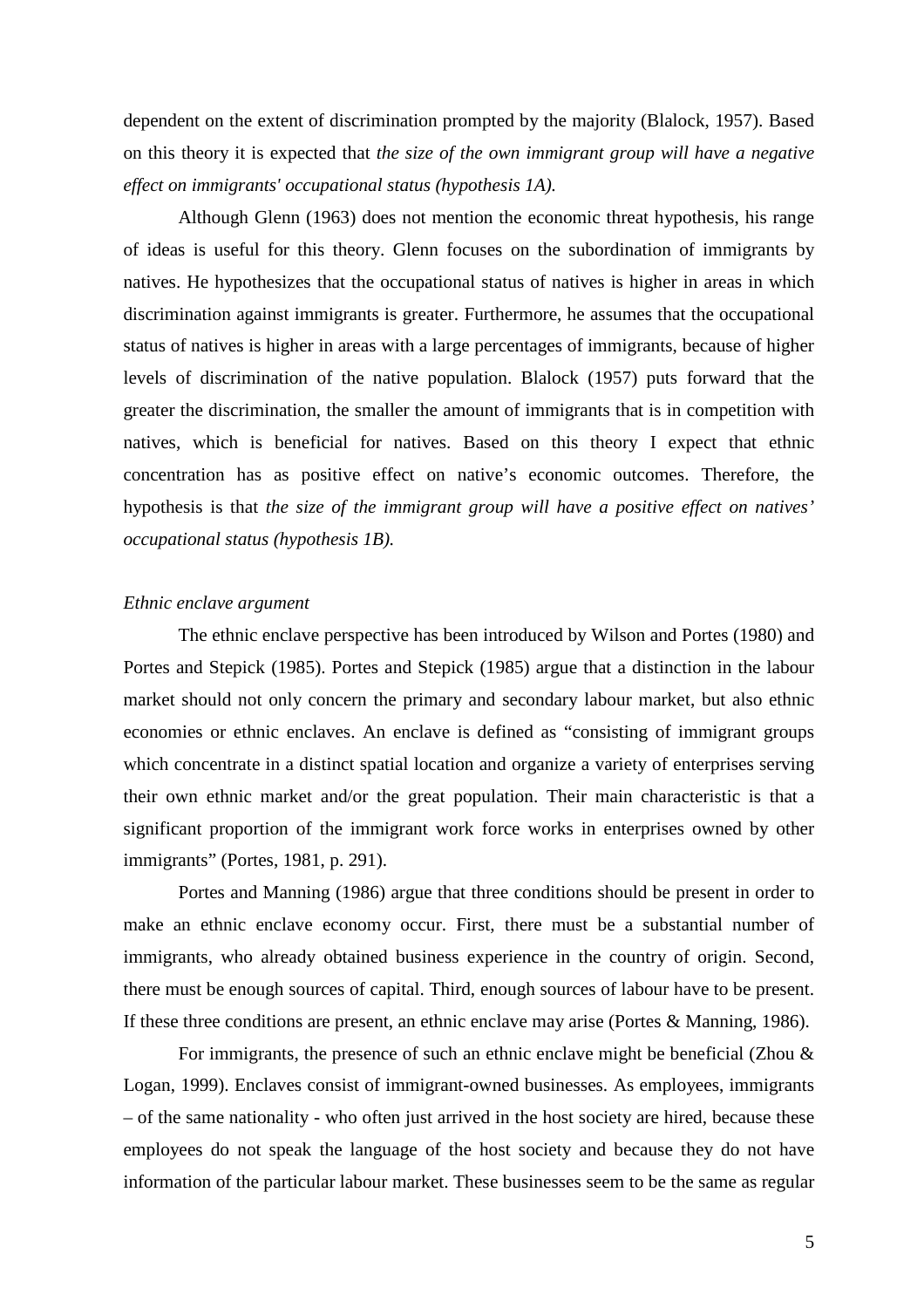dependent on the extent of discrimination prompted by the majority (Blalock, 1957). Based on this theory it is expected that *the size of the own immigrant group will have a negative effect on immigrants' occupational status (hypothesis 1A).*

Although Glenn (1963) does not mention the economic threat hypothesis, his range of ideas is useful for this theory. Glenn focuses on the subordination of immigrants by natives. He hypothesizes that the occupational status of natives is higher in areas in which discrimination against immigrants is greater. Furthermore, he assumes that the occupational status of natives is higher in areas with a large percentages of immigrants, because of higher levels of discrimination of the native population. Blalock (1957) puts forward that the greater the discrimination, the smaller the amount of immigrants that is in competition with natives, which is beneficial for natives. Based on this theory I expect that ethnic concentration has as positive effect on native's economic outcomes. Therefore, the hypothesis is that *the size of the immigrant group will have a positive effect on natives' occupational status (hypothesis 1B).*

*Ethnic enclave argument*

The ethnic enclave perspective has been introduced by Wilson and Portes (1980) and Portes and Stepick (1985). Portes and Stepick (1985) argue that a distinction in the labour market should not only concern the primary and secondary labour market, but also ethnic economies or ethnic enclaves. An enclave is defined as "consisting of immigrant groups which concentrate in a distinct spatial location and organize a variety of enterprises serving their own ethnic market and/or the great population. Their main characteristic is that a significant proportion of the immigrant work force works in enterprises owned by other immigrants" (Portes, 1981, p. 291).

Portes and Manning (1986) argue that three conditions should be present in order to make an ethnic enclave economy occur. First, there must be a substantial number of immigrants, who already obtained business experience in the country of origin. Second, there must be enough sources of capital. Third, enough sources of labour have to be present. If these three conditions are present, an ethnic enclave may arise (Portes & Manning, 1986).

For immigrants, the presence of such an ethnic enclave might be beneficial (Zhou & Logan, 1999). Enclaves consist of immigrant-owned businesses. As employees, immigrants – of the same nationality - who often just arrived in the host society are hired, because these employees do not speak the language of the host society and because they do not have information of the particular labour market. These businesses seem to be the same as regular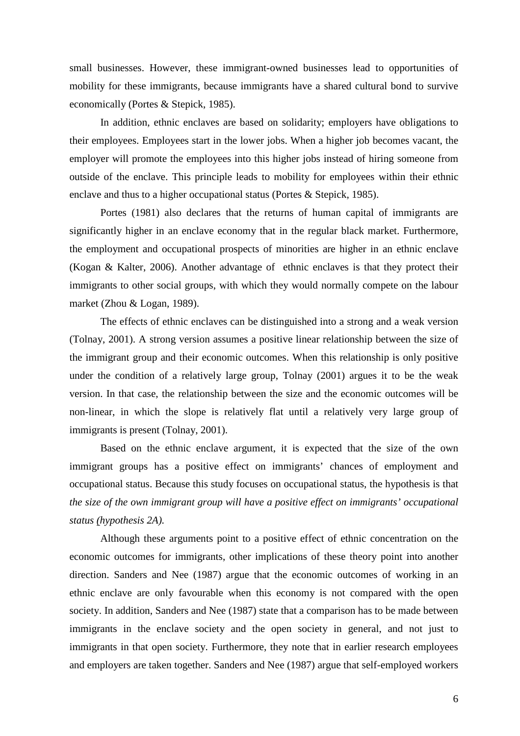small businesses. However, these immigrant-owned businesses lead to opportunities of mobility for these immigrants, because immigrants have a shared cultural bond to survive economically (Portes & Stepick, 1985).

In addition, ethnic enclaves are based on solidarity; employers have obligations to their employees. Employees start in the lower jobs. When a higher job becomes vacant, the employer will promote the employees into this higher jobs instead of hiring someone from outside of the enclave. This principle leads to mobility for employees within their ethnic enclave and thus to a higher occupational status (Portes & Stepick, 1985).

Portes (1981) also declares that the returns of human capital of immigrants are significantly higher in an enclave economy that in the regular black market. Furthermore, the employment and occupational prospects of minorities are higher in an ethnic enclave (Kogan & Kalter, 2006). Another advantage of ethnic enclaves is that they protect their immigrants to other social groups, with which they would normally compete on the labour market (Zhou & Logan, 1989).

The effects of ethnic enclaves can be distinguished into a strong and a weak version (Tolnay, 2001). A strong version assumes a positive linear relationship between the size of the immigrant group and their economic outcomes. When this relationship is only positive under the condition of a relatively large group, Tolnay (2001) argues it to be the weak version. In that case, the relationship between the size and the economic outcomes will be non-linear, in which the slope is relatively flat until a relatively very large group of immigrants is present (Tolnay, 2001).

Based on the ethnic enclave argument, it is expected that the size of the own immigrant groups has a positive effect on immigrants' chances of employment and occupational status. Because this study focuses on occupational status, the hypothesis is that *the size of the own immigrant group will have a positive effect on immigrants' occupational status (hypothesis 2A).*

Although these arguments point to a positive effect of ethnic concentration on the economic outcomes for immigrants, other implications of these theory point into another direction. Sanders and Nee (1987) argue that the economic outcomes of working in an ethnic enclave are only favourable when this economy is not compared with the open society. In addition, Sanders and Nee (1987) state that a comparison has to be made between immigrants in the enclave society and the open society in general, and not just to immigrants in that open society. Furthermore, they note that in earlier research employees and employers are taken together. Sanders and Nee (1987) argue that self-employed workers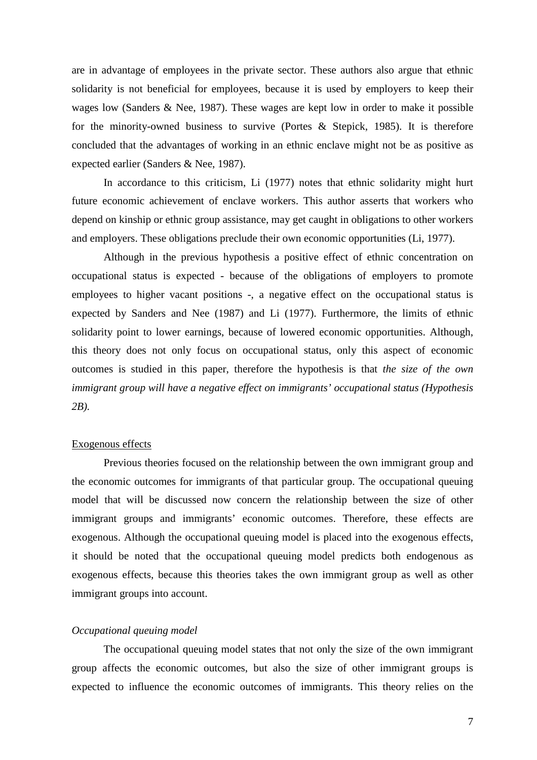are in advantage of employees in the private sector. These authors also argue that ethnic solidarity is not beneficial for employees, because it is used by employers to keep their wages low (Sanders & Nee, 1987). These wages are kept low in order to make it possible for the minority-owned business to survive (Portes & Stepick, 1985). It is therefore concluded that the advantages of working in an ethnic enclave might not be as positive as expected earlier (Sanders & Nee, 1987).

In accordance to this criticism, Li (1977) notes that ethnic solidarity might hurt future economic achievement of enclave workers. This author asserts that workers who depend on kinship or ethnic group assistance, may get caught in obligations to other workers and employers. These obligations preclude their own economic opportunities (Li, 1977).

Although in the previous hypothesis a positive effect of ethnic concentration on occupational status is expected - because of the obligations of employers to promote employees to higher vacant positions -, a negative effect on the occupational status is expected by Sanders and Nee (1987) and Li (1977). Furthermore, the limits of ethnic solidarity point to lower earnings, because of lowered economic opportunities. Although, this theory does not only focus on occupational status, only this aspect of economic outcomes is studied in this paper, therefore the hypothesis is that *the size of the own immigrant group will have a negative effect on immigrants' occupational status (Hypothesis 2B).*

## Exogenous effects

Previous theories focused on the relationship between the own immigrant group and the economic outcomes for immigrants of that particular group. The occupational queuing model that will be discussed now concern the relationship between the size of other immigrant groups and immigrants' economic outcomes. Therefore, these effects are exogenous. Although the occupational queuing model is placed into the exogenous effects, it should be noted that the occupational queuing model predicts both endogenous as exogenous effects, because this theories takes the own immigrant group as well as other immigrant groups into account.

### *Occupational queuing model*

The occupational queuing model states that not only the size of the own immigrant group affects the economic outcomes, but also the size of other immigrant groups is expected to influence the economic outcomes of immigrants. This theory relies on the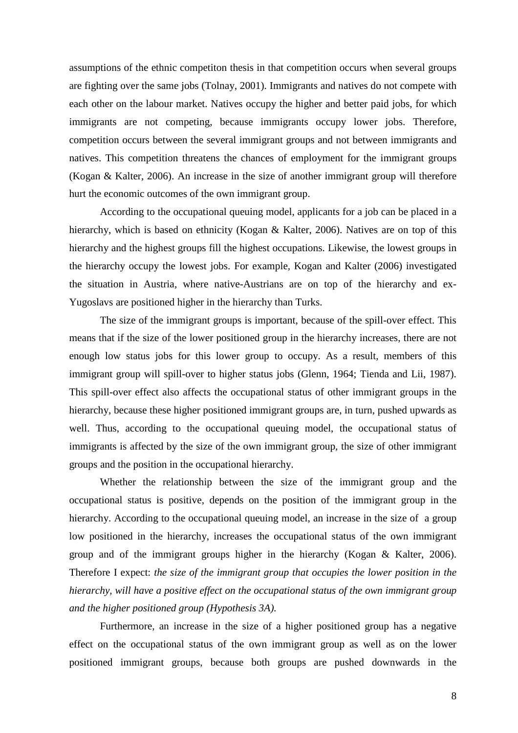assumptions of the ethnic competiton thesis in that competition occurs when several groups are fighting over the same jobs (Tolnay, 2001). Immigrants and natives do not compete with each other on the labour market. Natives occupy the higher and better paid jobs, for which immigrants are not competing, because immigrants occupy lower jobs. Therefore, competition occurs between the several immigrant groups and not between immigrants and natives. This competition threatens the chances of employment for the immigrant groups (Kogan & Kalter, 2006). An increase in the size of another immigrant group will therefore hurt the economic outcomes of the own immigrant group.

According to the occupational queuing model, applicants for a job can be placed in a hierarchy, which is based on ethnicity (Kogan & Kalter, 2006). Natives are on top of this hierarchy and the highest groups fill the highest occupations. Likewise, the lowest groups in the hierarchy occupy the lowest jobs. For example, Kogan and Kalter (2006) investigated the situation in Austria, where native-Austrians are on top of the hierarchy and ex-Yugoslavs are positioned higher in the hierarchy than Turks.

The size of the immigrant groups is important, because of the spill-over effect. This means that if the size of the lower positioned group in the hierarchy increases, there are not enough low status jobs for this lower group to occupy. As a result, members of this immigrant group will spill-over to higher status jobs (Glenn, 1964; Tienda and Lii, 1987). This spill-over effect also affects the occupational status of other immigrant groups in the hierarchy, because these higher positioned immigrant groups are, in turn, pushed upwards as well. Thus, according to the occupational queuing model, the occupational status of immigrants is affected by the size of the own immigrant group, the size of other immigrant groups and the position in the occupational hierarchy.

Whether the relationship between the size of the immigrant group and the occupational status is positive, depends on the position of the immigrant group in the hierarchy. According to the occupational queuing model, an increase in the size of a group low positioned in the hierarchy, increases the occupational status of the own immigrant group and of the immigrant groups higher in the hierarchy (Kogan & Kalter, 2006). Therefore I expect: *the size of the immigrant group that occupies the lower position in the hierarchy, will have a positive effect on the occupational status of the own immigrant group and the higher positioned group (Hypothesis 3A).*

Furthermore, an increase in the size of a higher positioned group has a negative effect on the occupational status of the own immigrant group as well as on the lower positioned immigrant groups, because both groups are pushed downwards in the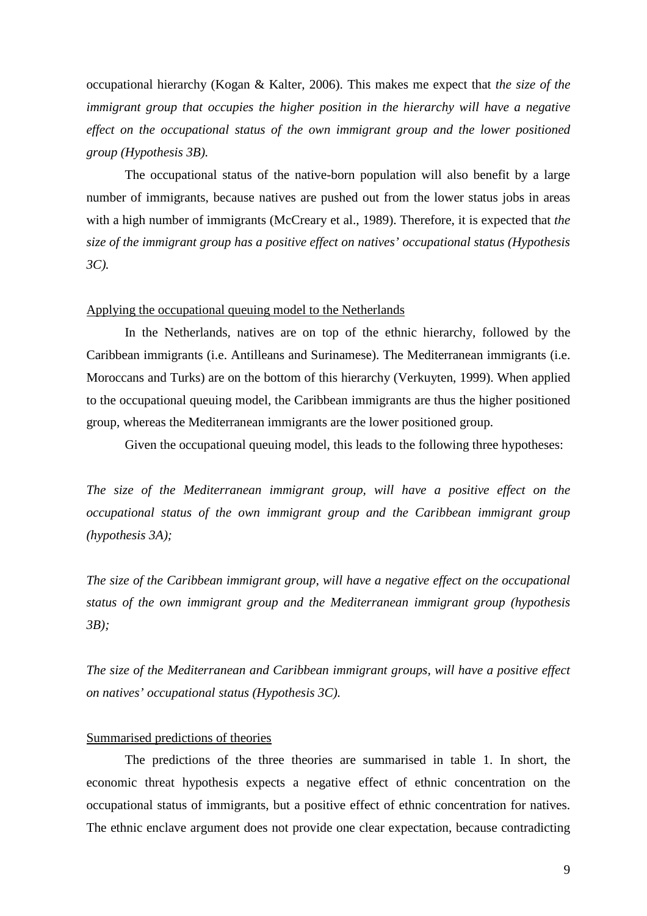occupational hierarchy (Kogan & Kalter, 2006). This makes me expect that *the size of the immigrant group that occupies the higher position in the hierarchy will have a negative effect on the occupational status of the own immigrant group and the lower positioned group (Hypothesis 3B).*

The occupational status of the native-born population will also benefit by a large number of immigrants, because natives are pushed out from the lower status jobs in areas with a high number of immigrants (McCreary et al., 1989). Therefore, it is expected that *the size of the immigrant group has a positive effect on natives' occupational status (Hypothesis 3C).*

<u>Applying the occupational queuing model to the Netherlands</u>

In the Netherlands, natives are on top of the ethnic hierarchy, followed by the Caribbean immigrants (i.e. Antilleans and Surinamese). The Mediterranean immigrants (i.e. Moroccans and Turks) are on the bottom of this hierarchy (Verkuyten, 1999). When applied to the occupational queuing model, the Caribbean immigrants are thus the higher positioned group, whereas the Mediterranean immigrants are the lower positioned group.

Given the occupational queuing model, this leads to the following three hypotheses:

*The size of the Mediterranean immigrant group, will have a positive effect on the occupational status of the own immigrant group and the Caribbean immigrant group (hypothesis 3A);*

*The size of the Caribbean immigrant group, will have a negative effect on the occupational status of the own immigrant group and the Mediterranean immigrant group (hypothesis 3B);*

*The size of the Mediterranean and Caribbean immigrant groups, will have a positive effect on natives' occupational status (Hypothesis 3C).*

<u>Summarised predictions of theories</u>

The predictions of the three theories are summarised in table 1. In short, the economic threat hypothesis expects a negative effect of ethnic concentration on the occupational status of immigrants, but a positive effect of ethnic concentration for natives. The ethnic enclave argument does not provide one clear expectation, because contradicting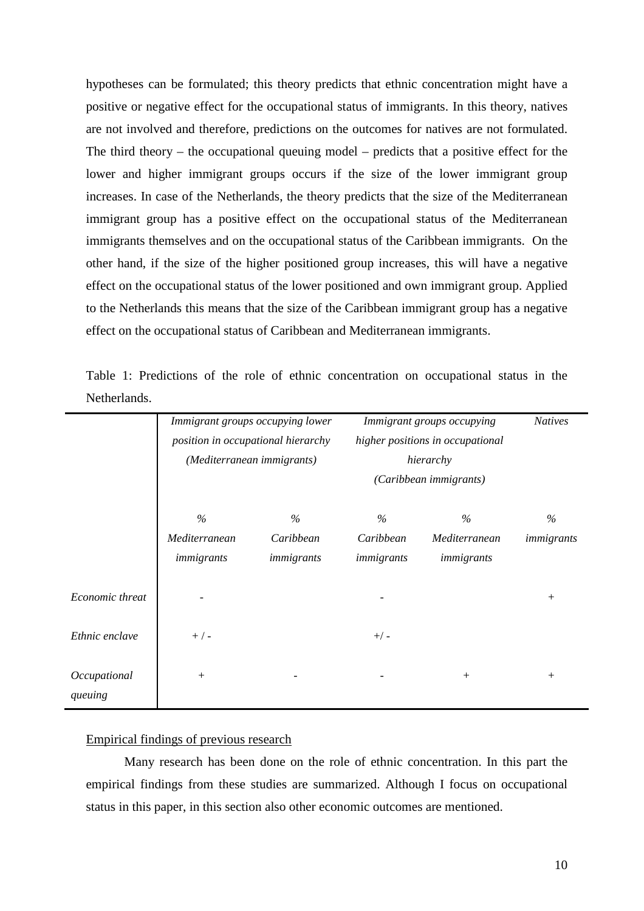hypotheses can be formulated; this theory predicts that ethnic concentration might have a positive or negative effect for the occupational status of immigrants. In this theory, natives are not involved and therefore, predictions on the outcomes for natives are not formulated. The third theory – the occupational queuing model – predicts that a positive effect for the lower and higher immigrant groups occurs if the size of the lower immigrant group increases. In case of the Netherlands, the theory predicts that the size of the Mediterranean immigrant group has a positive effect on the occupational status of the Mediterranean immigrants themselves and on the occupational status of the Caribbean immigrants. On the other hand, if the size of the higher positioned group increases, this will have a negative effect on the occupational status of the lower positioned and own immigrant group. Applied to the Netherlands this means that the size of the Caribbean immigrant group has a negative effect on the occupational status of Caribbean and Mediterranean immigrants.

Table 1: Predictions of the role of ethnic concentration on occupational status in the Netherlands.

| | *Immigrant groups occupying lower position in occupational hierarchy (Mediterranean immigrants)* | | *Immigrant groups occupying higher positions in occupational hierarchy (Caribbean immigrants)* | | *Natives* |
|---|---|---|---|---|---|
| | *% Mediterranean immigrants* | *% Caribbean immigrants* | *% Caribbean immigrants* | *% Mediterranean immigrants* | *% immigrants* |
| *Economic threat* | - | | - | | + |
| *Ethnic enclave* | + / - | | +/ - | | |
| *Occupational queuing* | + | - | - | + | + |

## Empirical findings of previous research

Many research has been done on the role of ethnic concentration. In this part the empirical findings from these studies are summarized. Although I focus on occupational status in this paper, in this section also other economic outcomes are mentioned.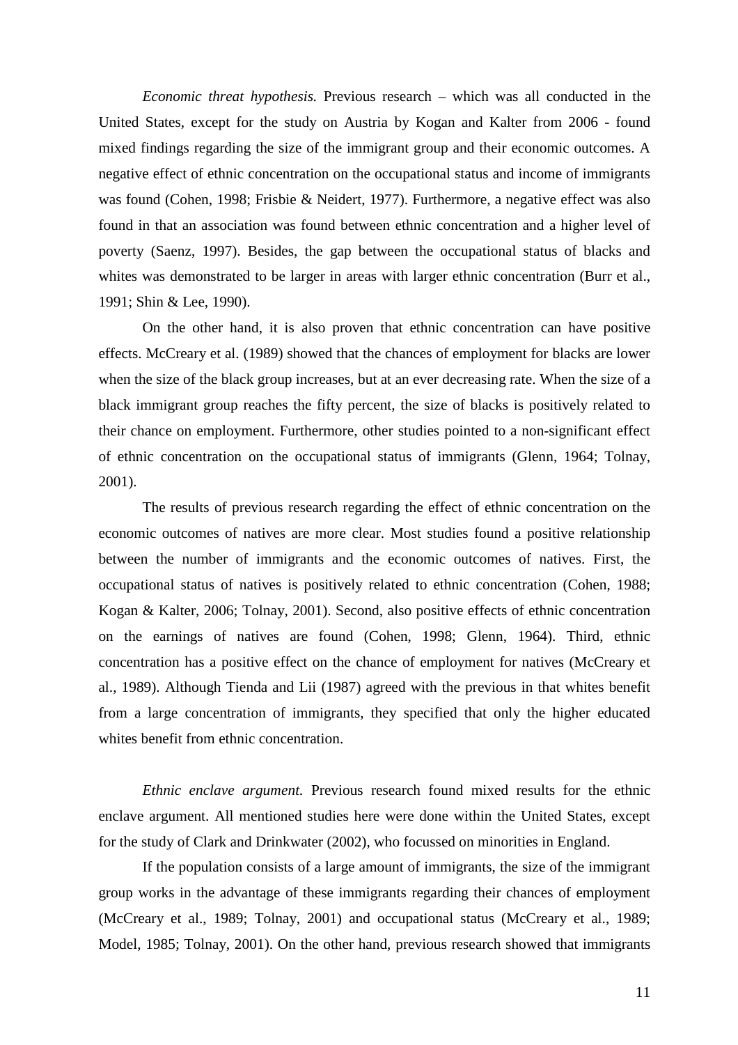*Economic threat hypothesis.* Previous research – which was all conducted in the United States, except for the study on Austria by Kogan and Kalter from 2006 - found mixed findings regarding the size of the immigrant group and their economic outcomes. A negative effect of ethnic concentration on the occupational status and income of immigrants was found (Cohen, 1998; Frisbie & Neidert, 1977). Furthermore, a negative effect was also found in that an association was found between ethnic concentration and a higher level of poverty (Saenz, 1997). Besides, the gap between the occupational status of blacks and whites was demonstrated to be larger in areas with larger ethnic concentration (Burr et al., 1991; Shin & Lee, 1990).

On the other hand, it is also proven that ethnic concentration can have positive effects. McCreary et al. (1989) showed that the chances of employment for blacks are lower when the size of the black group increases, but at an ever decreasing rate. When the size of a black immigrant group reaches the fifty percent, the size of blacks is positively related to their chance on employment. Furthermore, other studies pointed to a non-significant effect of ethnic concentration on the occupational status of immigrants (Glenn, 1964; Tolnay, 2001).

The results of previous research regarding the effect of ethnic concentration on the economic outcomes of natives are more clear. Most studies found a positive relationship between the number of immigrants and the economic outcomes of natives. First, the occupational status of natives is positively related to ethnic concentration (Cohen, 1988; Kogan & Kalter, 2006; Tolnay, 2001). Second, also positive effects of ethnic concentration on the earnings of natives are found (Cohen, 1998; Glenn, 1964). Third, ethnic concentration has a positive effect on the chance of employment for natives (McCreary et al., 1989). Although Tienda and Lii (1987) agreed with the previous in that whites benefit from a large concentration of immigrants, they specified that only the higher educated whites benefit from ethnic concentration.

*Ethnic enclave argument.* Previous research found mixed results for the ethnic enclave argument. All mentioned studies here were done within the United States, except for the study of Clark and Drinkwater (2002), who focussed on minorities in England.

If the population consists of a large amount of immigrants, the size of the immigrant group works in the advantage of these immigrants regarding their chances of employment (McCreary et al., 1989; Tolnay, 2001) and occupational status (McCreary et al., 1989; Model, 1985; Tolnay, 2001). On the other hand, previous research showed that immigrants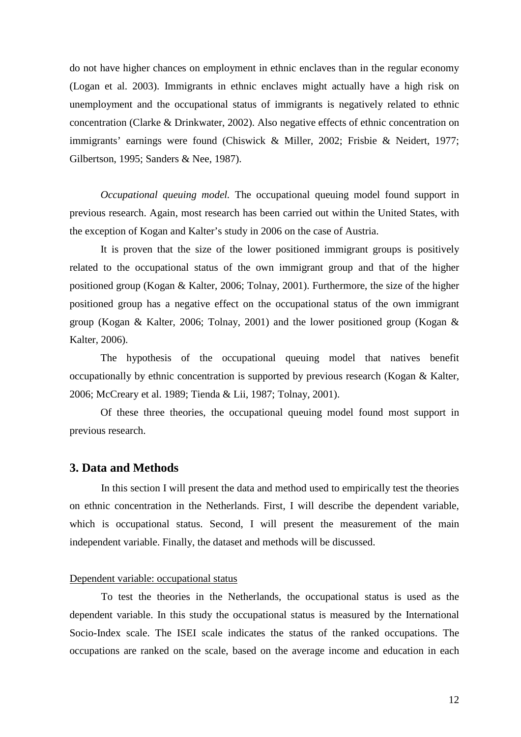do not have higher chances on employment in ethnic enclaves than in the regular economy (Logan et al. 2003). Immigrants in ethnic enclaves might actually have a high risk on unemployment and the occupational status of immigrants is negatively related to ethnic concentration (Clarke & Drinkwater, 2002). Also negative effects of ethnic concentration on immigrants' earnings were found (Chiswick & Miller, 2002; Frisbie & Neidert, 1977; Gilbertson, 1995; Sanders & Nee, 1987).

*Occupational queuing model.* The occupational queuing model found support in previous research. Again, most research has been carried out within the United States, with the exception of Kogan and Kalter's study in 2006 on the case of Austria.

It is proven that the size of the lower positioned immigrant groups is positively related to the occupational status of the own immigrant group and that of the higher positioned group (Kogan & Kalter, 2006; Tolnay, 2001). Furthermore, the size of the higher positioned group has a negative effect on the occupational status of the own immigrant group (Kogan & Kalter, 2006; Tolnay, 2001) and the lower positioned group (Kogan & Kalter, 2006).

The hypothesis of the occupational queuing model that natives benefit occupationally by ethnic concentration is supported by previous research (Kogan & Kalter, 2006; McCreary et al. 1989; Tienda & Lii, 1987; Tolnay, 2001).

Of these three theories, the occupational queuing model found most support in previous research.

## 3. Data and Methods

In this section I will present the data and method used to empirically test the theories on ethnic concentration in the Netherlands. First, I will describe the dependent variable, which is occupational status. Second, I will present the measurement of the main independent variable. Finally, the dataset and methods will be discussed.

Dependent variable: occupational status

To test the theories in the Netherlands, the occupational status is used as the dependent variable. In this study the occupational status is measured by the International Socio-Index scale. The ISEI scale indicates the status of the ranked occupations. The occupations are ranked on the scale, based on the average income and education in each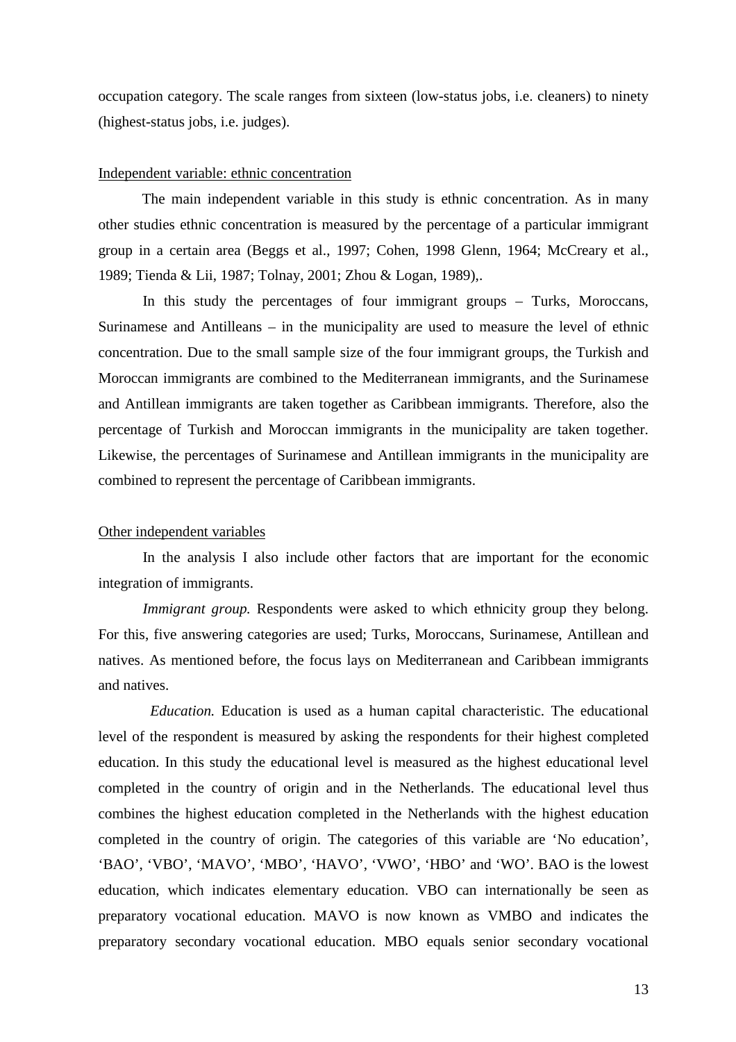occupation category. The scale ranges from sixteen (low-status jobs, i.e. cleaners) to ninety (highest-status jobs, i.e. judges).

Independent variable: ethnic concentration

The main independent variable in this study is ethnic concentration. As in many other studies ethnic concentration is measured by the percentage of a particular immigrant group in a certain area (Beggs et al., 1997; Cohen, 1998 Glenn, 1964; McCreary et al., 1989; Tienda & Lii, 1987; Tolnay, 2001; Zhou & Logan, 1989),.

In this study the percentages of four immigrant groups – Turks, Moroccans, Surinamese and Antilleans – in the municipality are used to measure the level of ethnic concentration. Due to the small sample size of the four immigrant groups, the Turkish and Moroccan immigrants are combined to the Mediterranean immigrants, and the Surinamese and Antillean immigrants are taken together as Caribbean immigrants. Therefore, also the percentage of Turkish and Moroccan immigrants in the municipality are taken together. Likewise, the percentages of Surinamese and Antillean immigrants in the municipality are combined to represent the percentage of Caribbean immigrants.

Other independent variables

In the analysis I also include other factors that are important for the economic integration of immigrants.

*Immigrant group.* Respondents were asked to which ethnicity group they belong. For this, five answering categories are used; Turks, Moroccans, Surinamese, Antillean and natives. As mentioned before, the focus lays on Mediterranean and Caribbean immigrants and natives.

*Education.* Education is used as a human capital characteristic. The educational level of the respondent is measured by asking the respondents for their highest completed education. In this study the educational level is measured as the highest educational level completed in the country of origin and in the Netherlands. The educational level thus combines the highest education completed in the Netherlands with the highest education completed in the country of origin. The categories of this variable are 'No education', 'BAO', 'VBO', 'MAVO', 'MBO', 'HAVO', 'VWO', 'HBO' and 'WO'. BAO is the lowest education, which indicates elementary education. VBO can internationally be seen as preparatory vocational education. MAVO is now known as VMBO and indicates the preparatory secondary vocational education. MBO equals senior secondary vocational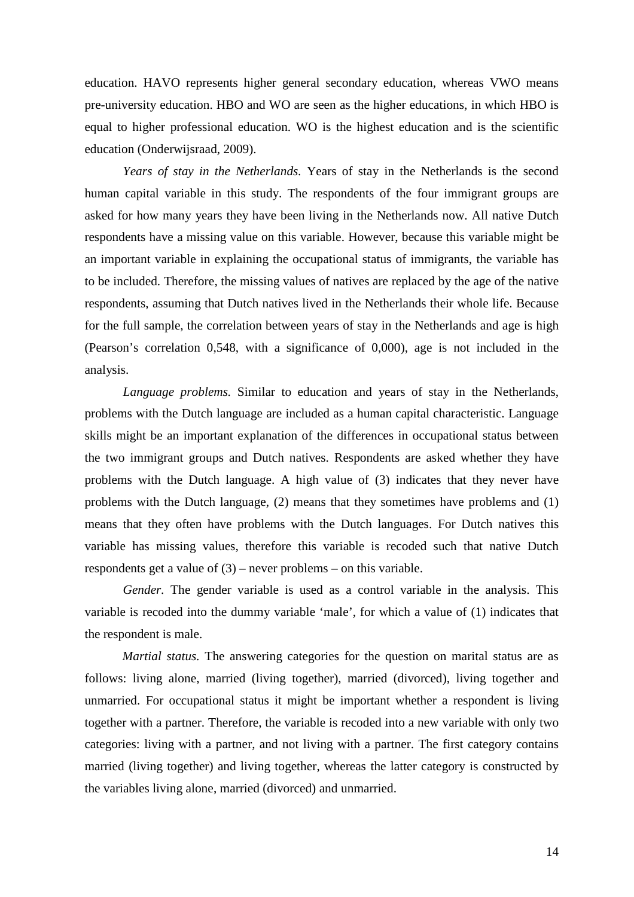education. HAVO represents higher general secondary education, whereas VWO means pre-university education. HBO and WO are seen as the higher educations, in which HBO is equal to higher professional education. WO is the highest education and is the scientific education (Onderwijsraad, 2009).

*Years of stay in the Netherlands.* Years of stay in the Netherlands is the second human capital variable in this study. The respondents of the four immigrant groups are asked for how many years they have been living in the Netherlands now. All native Dutch respondents have a missing value on this variable. However, because this variable might be an important variable in explaining the occupational status of immigrants, the variable has to be included. Therefore, the missing values of natives are replaced by the age of the native respondents, assuming that Dutch natives lived in the Netherlands their whole life. Because for the full sample, the correlation between years of stay in the Netherlands and age is high (Pearson's correlation 0,548, with a significance of 0,000), age is not included in the analysis.

*Language problems.* Similar to education and years of stay in the Netherlands, problems with the Dutch language are included as a human capital characteristic. Language skills might be an important explanation of the differences in occupational status between the two immigrant groups and Dutch natives. Respondents are asked whether they have problems with the Dutch language. A high value of (3) indicates that they never have problems with the Dutch language, (2) means that they sometimes have problems and (1) means that they often have problems with the Dutch languages. For Dutch natives this variable has missing values, therefore this variable is recoded such that native Dutch respondents get a value of (3) – never problems – on this variable.

*Gender.* The gender variable is used as a control variable in the analysis. This variable is recoded into the dummy variable 'male', for which a value of (1) indicates that the respondent is male.

*Martial status.* The answering categories for the question on marital status are as follows: living alone, married (living together), married (divorced), living together and unmarried. For occupational status it might be important whether a respondent is living together with a partner. Therefore, the variable is recoded into a new variable with only two categories: living with a partner, and not living with a partner. The first category contains married (living together) and living together, whereas the latter category is constructed by the variables living alone, married (divorced) and unmarried.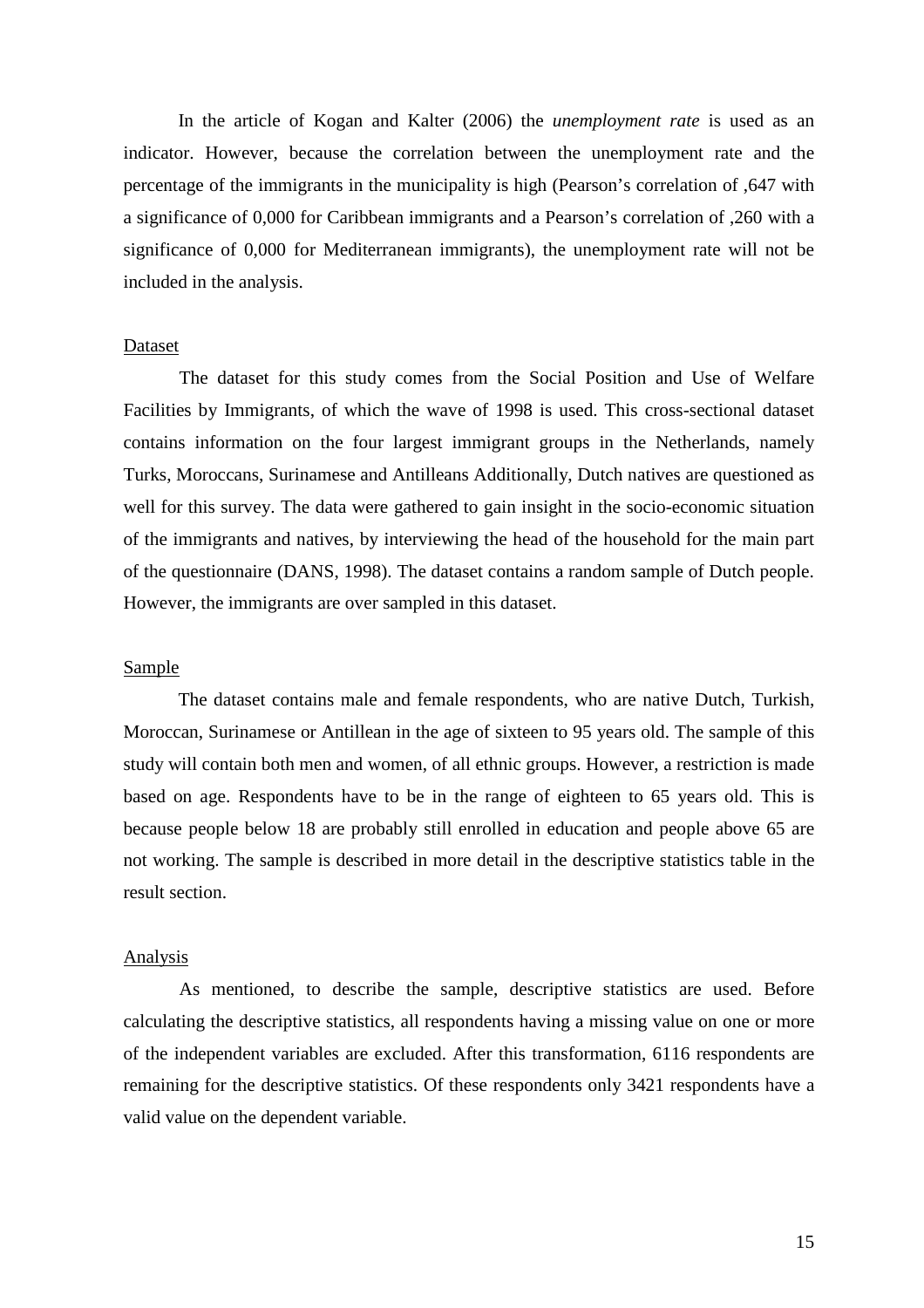In the article of Kogan and Kalter (2006) the *unemployment rate* is used as an indicator. However, because the correlation between the unemployment rate and the percentage of the immigrants in the municipality is high (Pearson's correlation of ,647 with a significance of 0,000 for Caribbean immigrants and a Pearson's correlation of ,260 with a significance of 0,000 for Mediterranean immigrants), the unemployment rate will not be included in the analysis.

<u>Dataset</u>

The dataset for this study comes from the Social Position and Use of Welfare Facilities by Immigrants, of which the wave of 1998 is used. This cross-sectional dataset contains information on the four largest immigrant groups in the Netherlands, namely Turks, Moroccans, Surinamese and Antilleans Additionally, Dutch natives are questioned as well for this survey. The data were gathered to gain insight in the socio-economic situation of the immigrants and natives, by interviewing the head of the household for the main part of the questionnaire (DANS, 1998). The dataset contains a random sample of Dutch people. However, the immigrants are over sampled in this dataset.

<u>Sample</u>

The dataset contains male and female respondents, who are native Dutch, Turkish, Moroccan, Surinamese or Antillean in the age of sixteen to 95 years old. The sample of this study will contain both men and women, of all ethnic groups. However, a restriction is made based on age. Respondents have to be in the range of eighteen to 65 years old. This is because people below 18 are probably still enrolled in education and people above 65 are not working. The sample is described in more detail in the descriptive statistics table in the result section.

<u>Analysis</u>

As mentioned, to describe the sample, descriptive statistics are used. Before calculating the descriptive statistics, all respondents having a missing value on one or more of the independent variables are excluded. After this transformation, 6116 respondents are remaining for the descriptive statistics. Of these respondents only 3421 respondents have a valid value on the dependent variable.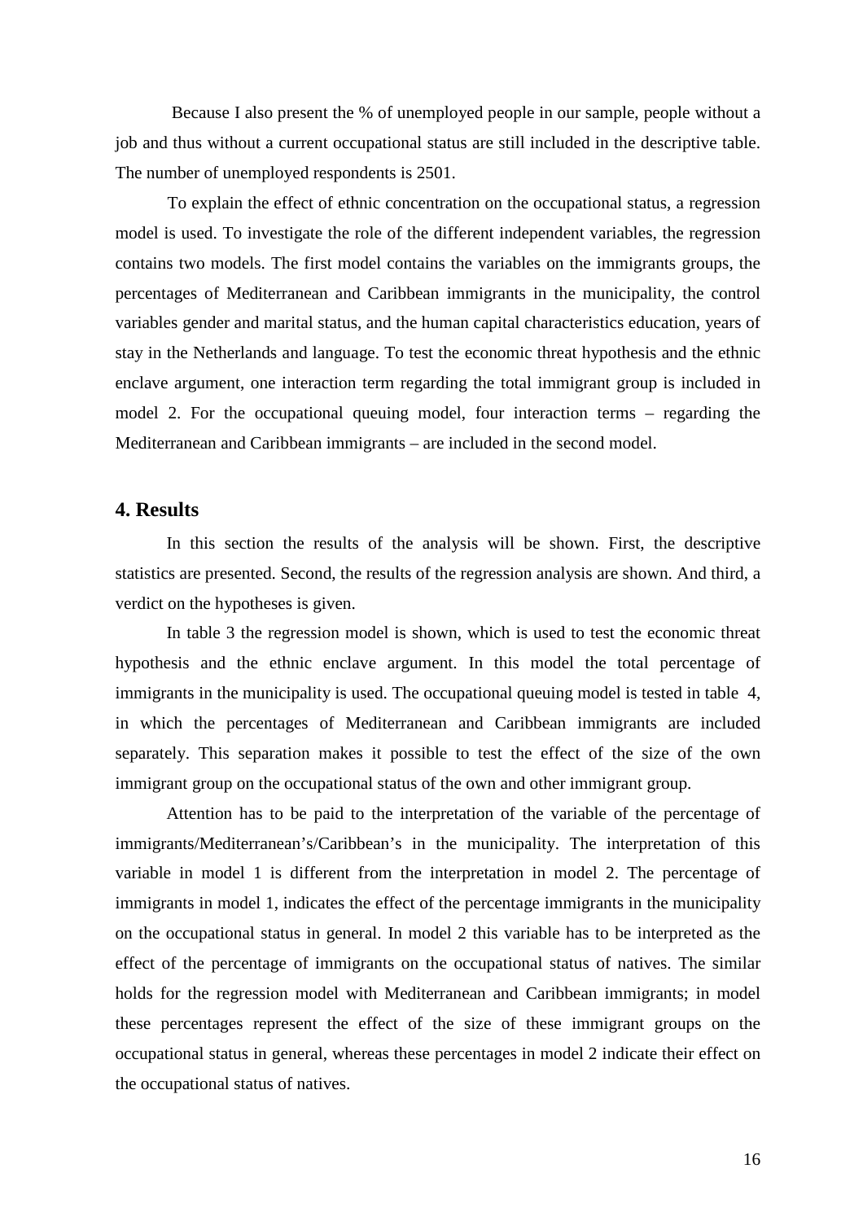Because I also present the % of unemployed people in our sample, people without a job and thus without a current occupational status are still included in the descriptive table. The number of unemployed respondents is 2501.

To explain the effect of ethnic concentration on the occupational status, a regression model is used. To investigate the role of the different independent variables, the regression contains two models. The first model contains the variables on the immigrants groups, the percentages of Mediterranean and Caribbean immigrants in the municipality, the control variables gender and marital status, and the human capital characteristics education, years of stay in the Netherlands and language. To test the economic threat hypothesis and the ethnic enclave argument, one interaction term regarding the total immigrant group is included in model 2. For the occupational queuing model, four interaction terms – regarding the Mediterranean and Caribbean immigrants – are included in the second model.

## 4. Results

In this section the results of the analysis will be shown. First, the descriptive statistics are presented. Second, the results of the regression analysis are shown. And third, a verdict on the hypotheses is given.

In table 3 the regression model is shown, which is used to test the economic threat hypothesis and the ethnic enclave argument. In this model the total percentage of immigrants in the municipality is used. The occupational queuing model is tested in table 4, in which the percentages of Mediterranean and Caribbean immigrants are included separately. This separation makes it possible to test the effect of the size of the own immigrant group on the occupational status of the own and other immigrant group.

Attention has to be paid to the interpretation of the variable of the percentage of immigrants/Mediterranean's/Caribbean's in the municipality. The interpretation of this variable in model 1 is different from the interpretation in model 2. The percentage of immigrants in model 1, indicates the effect of the percentage immigrants in the municipality on the occupational status in general. In model 2 this variable has to be interpreted as the effect of the percentage of immigrants on the occupational status of natives. The similar holds for the regression model with Mediterranean and Caribbean immigrants; in model these percentages represent the effect of the size of these immigrant groups on the occupational status in general, whereas these percentages in model 2 indicate their effect on the occupational status of natives.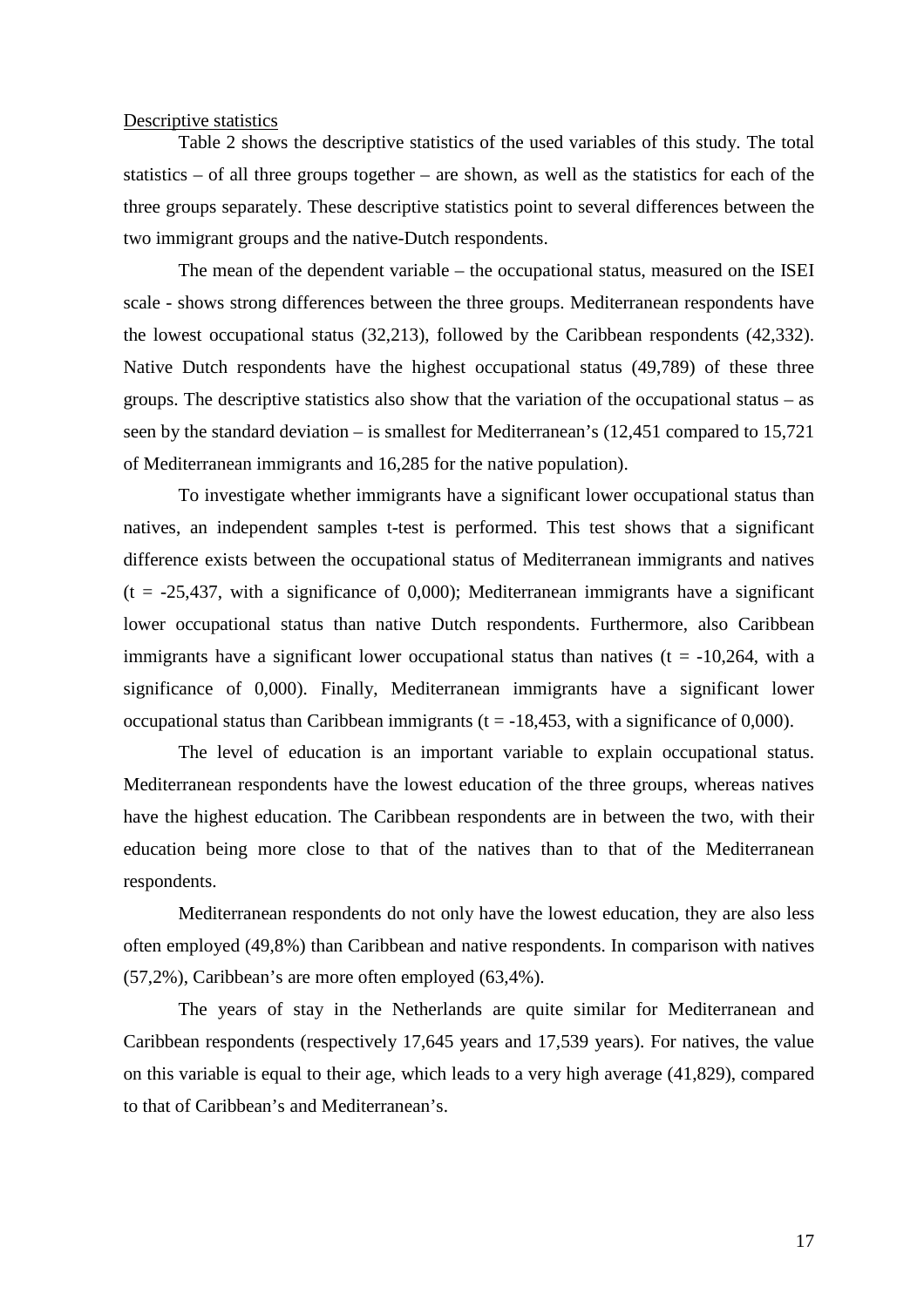Descriptive statistics

Table 2 shows the descriptive statistics of the used variables of this study. The total statistics – of all three groups together – are shown, as well as the statistics for each of the three groups separately. These descriptive statistics point to several differences between the two immigrant groups and the native-Dutch respondents.

The mean of the dependent variable – the occupational status, measured on the ISEI scale - shows strong differences between the three groups. Mediterranean respondents have the lowest occupational status (32,213), followed by the Caribbean respondents (42,332). Native Dutch respondents have the highest occupational status (49,789) of these three groups. The descriptive statistics also show that the variation of the occupational status – as seen by the standard deviation – is smallest for Mediterranean's (12,451 compared to 15,721 of Mediterranean immigrants and 16,285 for the native population).

To investigate whether immigrants have a significant lower occupational status than natives, an independent samples t-test is performed. This test shows that a significant difference exists between the occupational status of Mediterranean immigrants and natives ($t = -25{,}437$, with a significance of 0,000); Mediterranean immigrants have a significant lower occupational status than native Dutch respondents. Furthermore, also Caribbean immigrants have a significant lower occupational status than natives ($t = -10{,}264$, with a significance of 0,000). Finally, Mediterranean immigrants have a significant lower occupational status than Caribbean immigrants ($t = -18{,}453$, with a significance of 0,000).

The level of education is an important variable to explain occupational status. Mediterranean respondents have the lowest education of the three groups, whereas natives have the highest education. The Caribbean respondents are in between the two, with their education being more close to that of the natives than to that of the Mediterranean respondents.

Mediterranean respondents do not only have the lowest education, they are also less often employed (49,8%) than Caribbean and native respondents. In comparison with natives (57,2%), Caribbean's are more often employed (63,4%).

The years of stay in the Netherlands are quite similar for Mediterranean and Caribbean respondents (respectively 17,645 years and 17,539 years). For natives, the value on this variable is equal to their age, which leads to a very high average (41,829), compared to that of Caribbean's and Mediterranean's.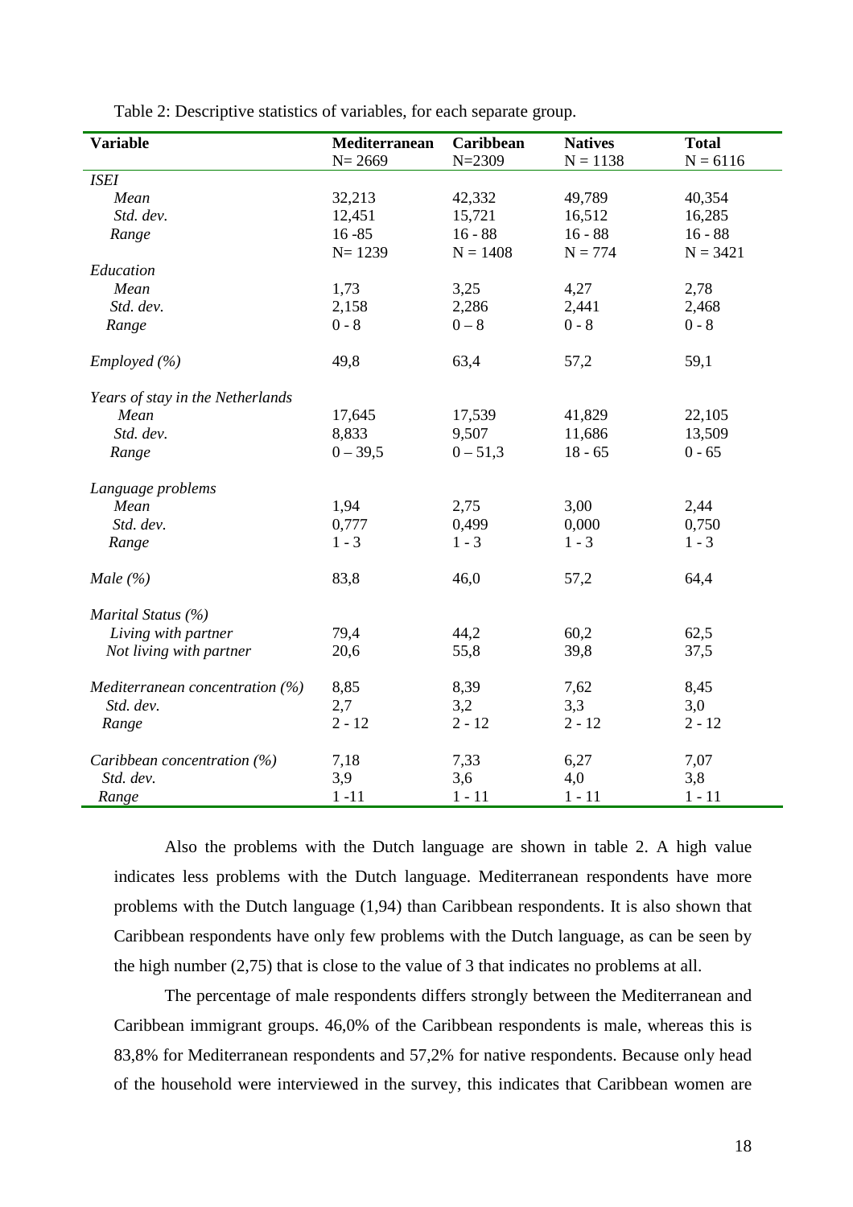Table 2: Descriptive statistics of variables, for each separate group.

| Variable | Mediterranean N= 2669 | Caribbean N=2309 | Natives N = 1138 | Total N = 6116 |
|---|---|---|---|---|
| *ISEI* | | | | |
| *Mean* | 32,213 | 42,332 | 49,789 | 40,354 |
| *Std. dev.* | 12,451 | 15,721 | 16,512 | 16,285 |
| *Range* | 16 -85 | 16 - 88 | 16 - 88 | 16 - 88 |
| | N= 1239 | N = 1408 | N = 774 | N = 3421 |
| *Education* | | | | |
| *Mean* | 1,73 | 3,25 | 4,27 | 2,78 |
| *Std. dev.* | 2,158 | 2,286 | 2,441 | 2,468 |
| *Range* | 0 - 8 | 0 – 8 | 0 - 8 | 0 - 8 |
| *Employed (%)* | 49,8 | 63,4 | 57,2 | 59,1 |
| *Years of stay in the Netherlands* | | | | |
| *Mean* | 17,645 | 17,539 | 41,829 | 22,105 |
| *Std. dev.* | 8,833 | 9,507 | 11,686 | 13,509 |
| *Range* | 0 – 39,5 | 0 – 51,3 | 18 - 65 | 0 - 65 |
| *Language problems* | | | | |
| *Mean* | 1,94 | 2,75 | 3,00 | 2,44 |
| *Std. dev.* | 0,777 | 0,499 | 0,000 | 0,750 |
| *Range* | 1 - 3 | 1 - 3 | 1 - 3 | 1 - 3 |
| *Male (%)* | 83,8 | 46,0 | 57,2 | 64,4 |
| *Marital Status (%)* | | | | |
| *Living with partner* | 79,4 | 44,2 | 60,2 | 62,5 |
| *Not living with partner* | 20,6 | 55,8 | 39,8 | 37,5 |
| *Mediterranean concentration (%)* | 8,85 | 8,39 | 7,62 | 8,45 |
| *Std. dev.* | 2,7 | 3,2 | 3,3 | 3,0 |
| *Range* | 2 - 12 | 2 - 12 | 2 - 12 | 2 - 12 |
| *Caribbean concentration (%)* | 7,18 | 7,33 | 6,27 | 7,07 |
| *Std. dev.* | 3,9 | 3,6 | 4,0 | 3,8 |
| *Range* | 1 -11 | 1 - 11 | 1 - 11 | 1 - 11 |

Also the problems with the Dutch language are shown in table 2. A high value indicates less problems with the Dutch language. Mediterranean respondents have more problems with the Dutch language (1,94) than Caribbean respondents. It is also shown that Caribbean respondents have only few problems with the Dutch language, as can be seen by the high number (2,75) that is close to the value of 3 that indicates no problems at all.

The percentage of male respondents differs strongly between the Mediterranean and Caribbean immigrant groups. 46,0% of the Caribbean respondents is male, whereas this is 83,8% for Mediterranean respondents and 57,2% for native respondents. Because only head of the household were interviewed in the survey, this indicates that Caribbean women are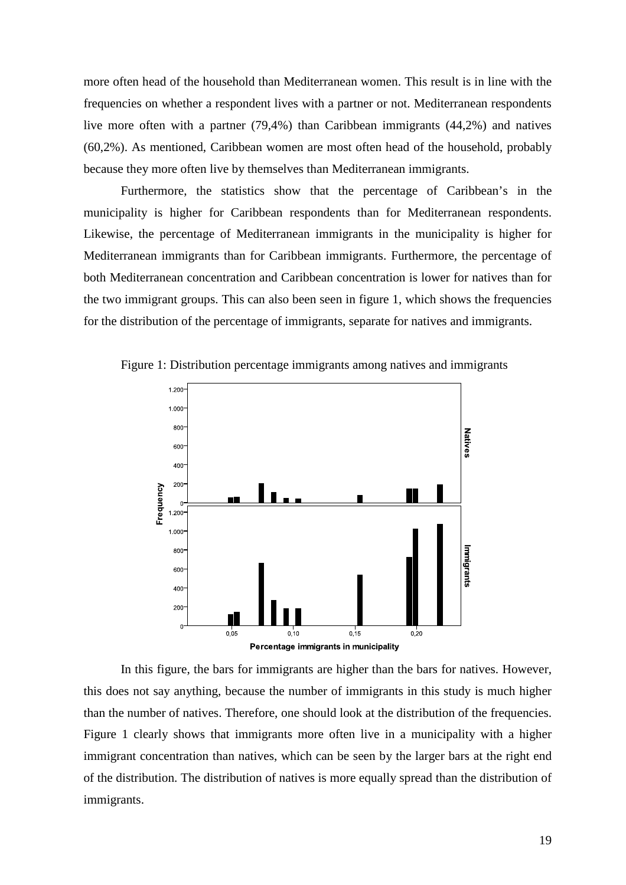more often head of the household than Mediterranean women. This result is in line with the frequencies on whether a respondent lives with a partner or not. Mediterranean respondents live more often with a partner (79,4%) than Caribbean immigrants (44,2%) and natives (60,2%). As mentioned, Caribbean women are most often head of the household, probably because they more often live by themselves than Mediterranean immigrants.

Furthermore, the statistics show that the percentage of Caribbean's in the municipality is higher for Caribbean respondents than for Mediterranean respondents. Likewise, the percentage of Mediterranean immigrants in the municipality is higher for Mediterranean immigrants than for Caribbean immigrants. Furthermore, the percentage of both Mediterranean concentration and Caribbean concentration is lower for natives than for the two immigrant groups. This can also been seen in figure 1, which shows the frequencies for the distribution of the percentage of immigrants, separate for natives and immigrants.

Figure 1: Distribution percentage immigrants among natives and immigrants

In this figure, the bars for immigrants are higher than the bars for natives. However, this does not say anything, because the number of immigrants in this study is much higher than the number of natives. Therefore, one should look at the distribution of the frequencies. Figure 1 clearly shows that immigrants more often live in a municipality with a higher immigrant concentration than natives, which can be seen by the larger bars at the right end of the distribution. The distribution of natives is more equally spread than the distribution of immigrants.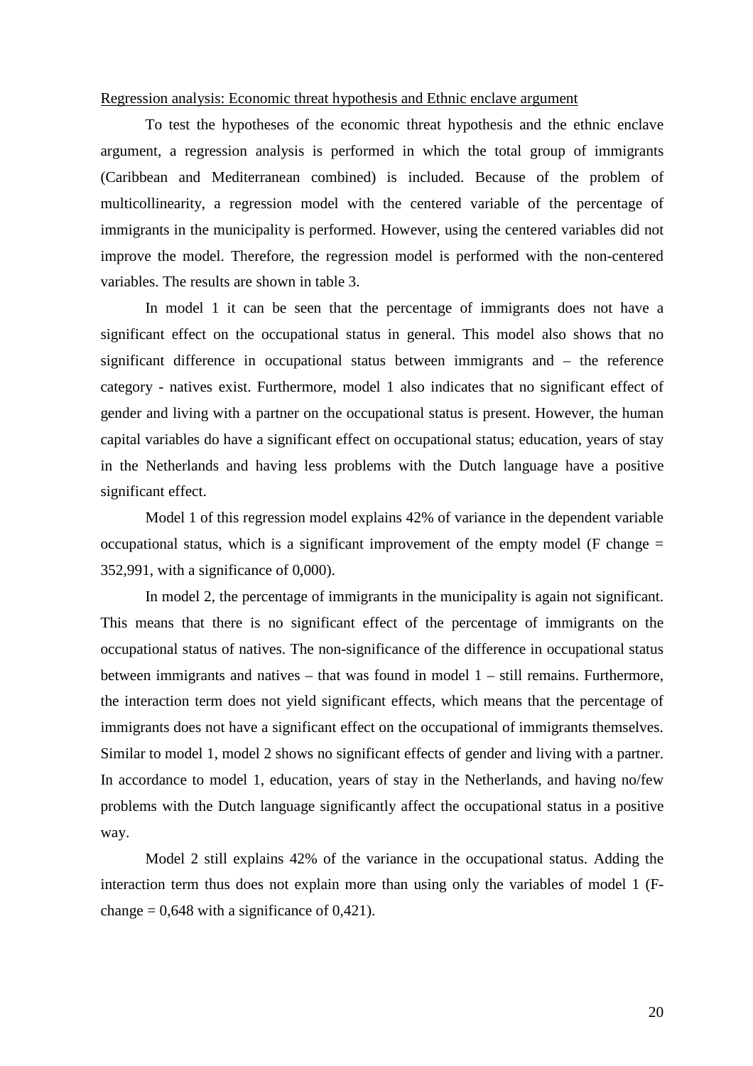<u>Regression analysis: Economic threat hypothesis and Ethnic enclave argument</u>

To test the hypotheses of the economic threat hypothesis and the ethnic enclave argument, a regression analysis is performed in which the total group of immigrants (Caribbean and Mediterranean combined) is included. Because of the problem of multicollinearity, a regression model with the centered variable of the percentage of immigrants in the municipality is performed. However, using the centered variables did not improve the model. Therefore, the regression model is performed with the non-centered variables. The results are shown in table 3.

In model 1 it can be seen that the percentage of immigrants does not have a significant effect on the occupational status in general. This model also shows that no significant difference in occupational status between immigrants and – the reference category - natives exist. Furthermore, model 1 also indicates that no significant effect of gender and living with a partner on the occupational status is present. However, the human capital variables do have a significant effect on occupational status; education, years of stay in the Netherlands and having less problems with the Dutch language have a positive significant effect.

Model 1 of this regression model explains 42% of variance in the dependent variable occupational status, which is a significant improvement of the empty model (F change = 352,991, with a significance of 0,000).

In model 2, the percentage of immigrants in the municipality is again not significant. This means that there is no significant effect of the percentage of immigrants on the occupational status of natives. The non-significance of the difference in occupational status between immigrants and natives – that was found in model 1 – still remains. Furthermore, the interaction term does not yield significant effects, which means that the percentage of immigrants does not have a significant effect on the occupational of immigrants themselves. Similar to model 1, model 2 shows no significant effects of gender and living with a partner. In accordance to model 1, education, years of stay in the Netherlands, and having no/few problems with the Dutch language significantly affect the occupational status in a positive way.

Model 2 still explains 42% of the variance in the occupational status. Adding the interaction term thus does not explain more than using only the variables of model 1 (F-change = 0,648 with a significance of 0,421).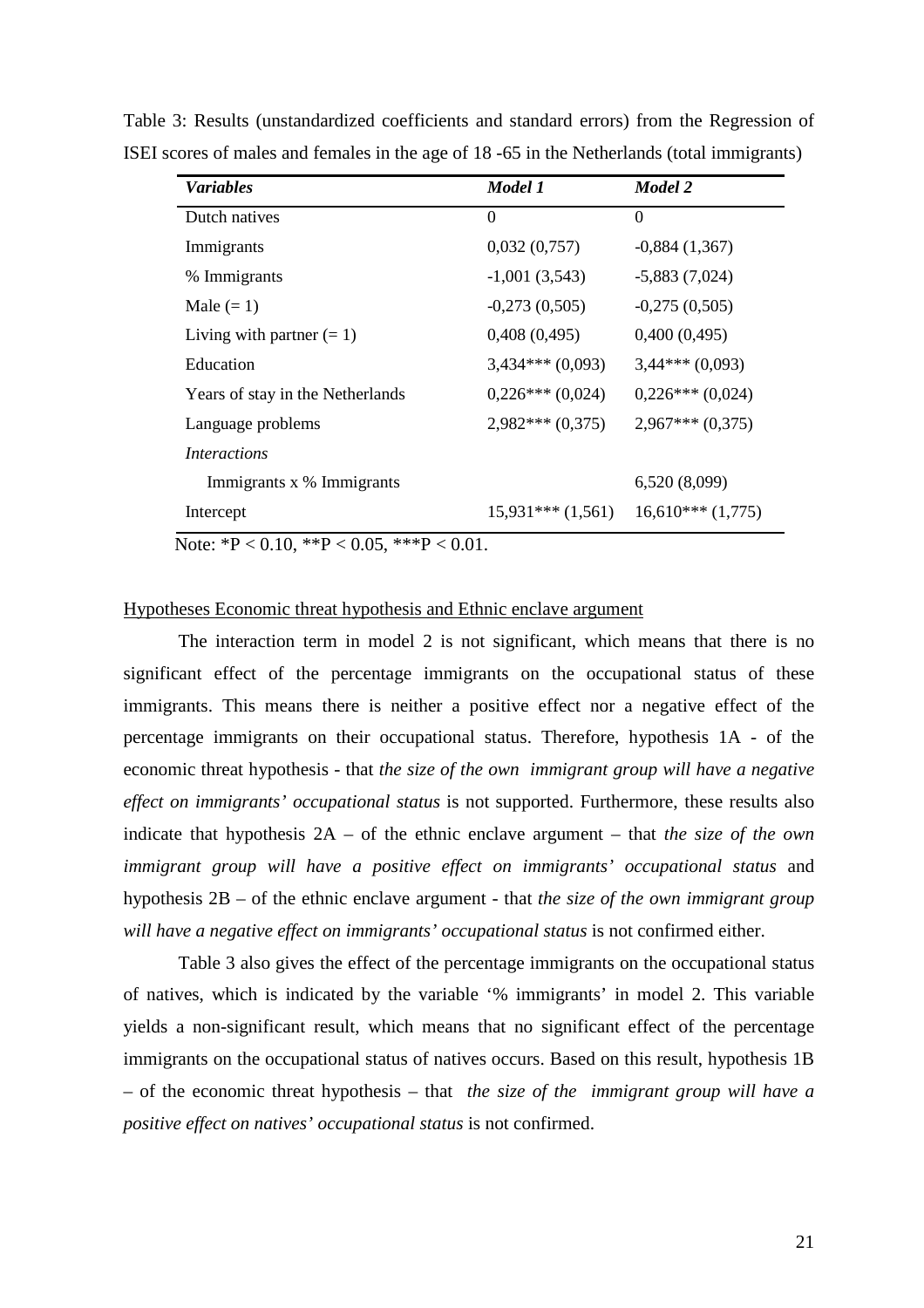Table 3: Results (unstandardized coefficients and standard errors) from the Regression of ISEI scores of males and females in the age of 18 -65 in the Netherlands (total immigrants)

| *Variables* | *Model 1* | *Model 2* |
|---|---|---|
| Dutch natives | 0 | 0 |
| Immigrants | 0,032 (0,757) | -0,884 (1,367) |
| % Immigrants | -1,001 (3,543) | -5,883 (7,024) |
| Male (= 1) | -0,273 (0,505) | -0,275 (0,505) |
| Living with partner (= 1) | 0,408 (0,495) | 0,400 (0,495) |
| Education | 3,434*** (0,093) | 3,44*** (0,093) |
| Years of stay in the Netherlands | 0,226*** (0,024) | 0,226*** (0,024) |
| Language problems | 2,982*** (0,375) | 2,967*** (0,375) |
| *Interactions* | | |
| Immigrants x % Immigrants | | 6,520 (8,099) |
| Intercept | 15,931*** (1,561) | 16,610*** (1,775) |

Note: *P < 0.10, **P < 0.05, ***P < 0.01.

Hypotheses Economic threat hypothesis and Ethnic enclave argument

The interaction term in model 2 is not significant, which means that there is no significant effect of the percentage immigrants on the occupational status of these immigrants. This means there is neither a positive effect nor a negative effect of the percentage immigrants on their occupational status. Therefore, hypothesis 1A - of the economic threat hypothesis - that *the size of the own immigrant group will have a negative effect on immigrants' occupational status* is not supported. Furthermore, these results also indicate that hypothesis 2A – of the ethnic enclave argument – that *the size of the own immigrant group will have a positive effect on immigrants' occupational status* and hypothesis 2B – of the ethnic enclave argument - that *the size of the own immigrant group will have a negative effect on immigrants' occupational status* is not confirmed either.

Table 3 also gives the effect of the percentage immigrants on the occupational status of natives, which is indicated by the variable '% immigrants' in model 2. This variable yields a non-significant result, which means that no significant effect of the percentage immigrants on the occupational status of natives occurs. Based on this result, hypothesis 1B – of the economic threat hypothesis – that *the size of the immigrant group will have a positive effect on natives' occupational status* is not confirmed.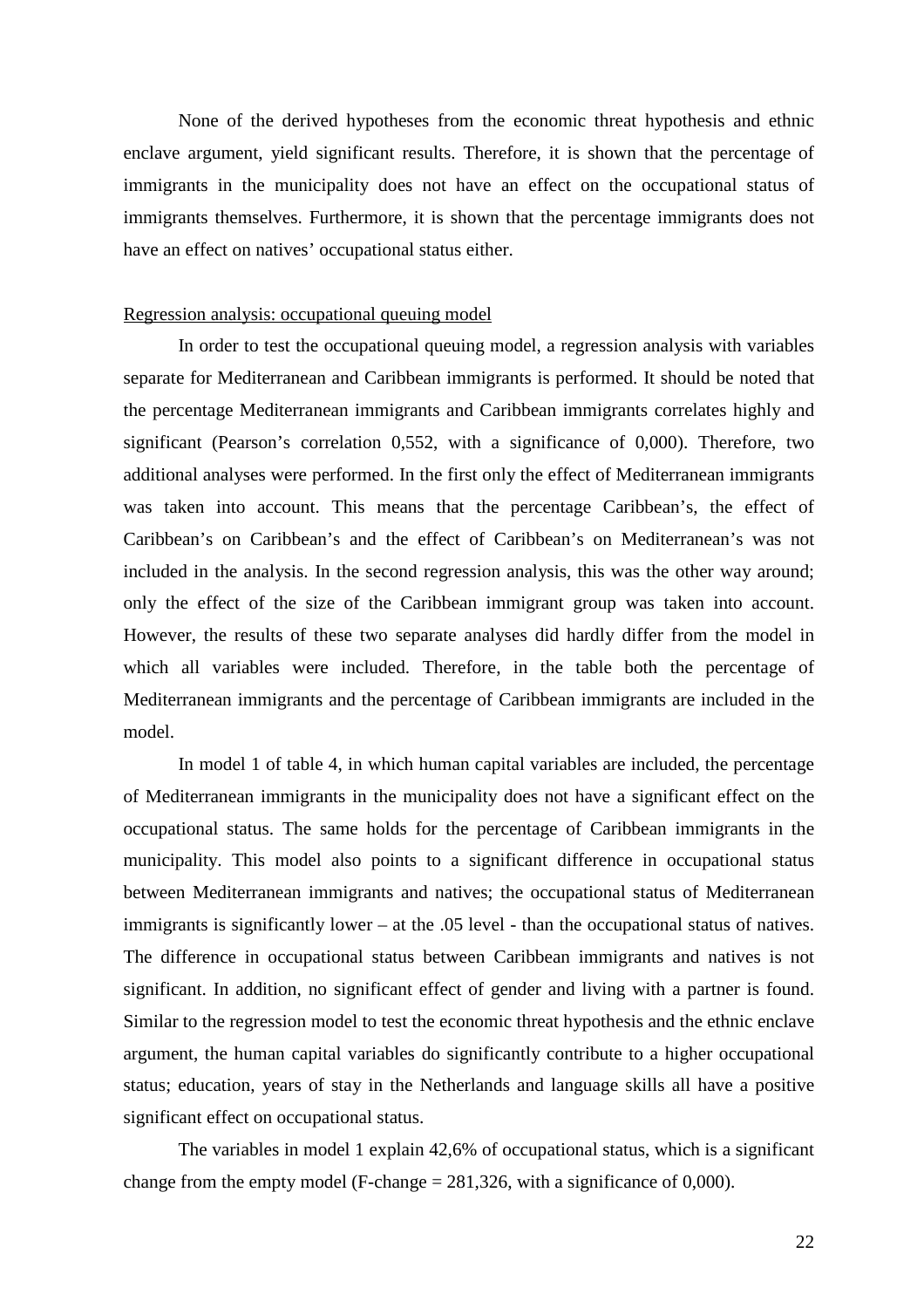None of the derived hypotheses from the economic threat hypothesis and ethnic enclave argument, yield significant results. Therefore, it is shown that the percentage of immigrants in the municipality does not have an effect on the occupational status of immigrants themselves. Furthermore, it is shown that the percentage immigrants does not have an effect on natives' occupational status either.

<u>Regression analysis: occupational queuing model</u>

In order to test the occupational queuing model, a regression analysis with variables separate for Mediterranean and Caribbean immigrants is performed. It should be noted that the percentage Mediterranean immigrants and Caribbean immigrants correlates highly and significant (Pearson's correlation 0,552, with a significance of 0,000). Therefore, two additional analyses were performed. In the first only the effect of Mediterranean immigrants was taken into account. This means that the percentage Caribbean's, the effect of Caribbean's on Caribbean's and the effect of Caribbean's on Mediterranean's was not included in the analysis. In the second regression analysis, this was the other way around; only the effect of the size of the Caribbean immigrant group was taken into account. However, the results of these two separate analyses did hardly differ from the model in which all variables were included. Therefore, in the table both the percentage of Mediterranean immigrants and the percentage of Caribbean immigrants are included in the model.

In model 1 of table 4, in which human capital variables are included, the percentage of Mediterranean immigrants in the municipality does not have a significant effect on the occupational status. The same holds for the percentage of Caribbean immigrants in the municipality. This model also points to a significant difference in occupational status between Mediterranean immigrants and natives; the occupational status of Mediterranean immigrants is significantly lower – at the .05 level - than the occupational status of natives. The difference in occupational status between Caribbean immigrants and natives is not significant. In addition, no significant effect of gender and living with a partner is found. Similar to the regression model to test the economic threat hypothesis and the ethnic enclave argument, the human capital variables do significantly contribute to a higher occupational status; education, years of stay in the Netherlands and language skills all have a positive significant effect on occupational status.

The variables in model 1 explain 42,6% of occupational status, which is a significant change from the empty model (F-change = 281,326, with a significance of 0,000).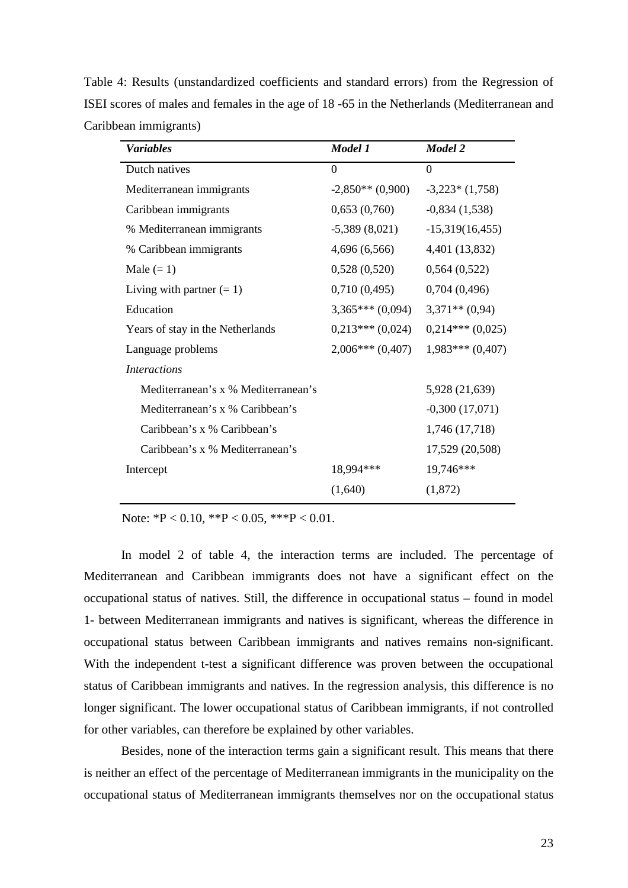Table 4: Results (unstandardized coefficients and standard errors) from the Regression of ISEI scores of males and females in the age of 18 -65 in the Netherlands (Mediterranean and Caribbean immigrants)

| *Variables* | *Model 1* | *Model 2* |
|---|---|---|
| Dutch natives | 0 | 0 |
| Mediterranean immigrants | -2,850** (0,900) | -3,223* (1,758) |
| Caribbean immigrants | 0,653 (0,760) | -0,834 (1,538) |
| % Mediterranean immigrants | -5,389 (8,021) | -15,319(16,455) |
| % Caribbean immigrants | 4,696 (6,566) | 4,401 (13,832) |
| Male (= 1) | 0,528 (0,520) | 0,564 (0,522) |
| Living with partner (= 1) | 0,710 (0,495) | 0,704 (0,496) |
| Education | 3,365*** (0,094) | 3,371** (0,94) |
| Years of stay in the Netherlands | 0,213*** (0,024) | 0,214*** (0,025) |
| Language problems | 2,006*** (0,407) | 1,983*** (0,407) |
| *Interactions* | | |
| Mediterranean's x % Mediterranean's | | 5,928 (21,639) |
| Mediterranean's x % Caribbean's | | -0,300 (17,071) |
| Caribbean's x % Caribbean's | | 1,746 (17,718) |
| Caribbean's x % Mediterranean's | | 17,529 (20,508) |
| Intercept | 18,994*** (1,640) | 19,746*** (1,872) |

Note: *P < 0.10, **P < 0.05, ***P < 0.01.

In model 2 of table 4, the interaction terms are included. The percentage of Mediterranean and Caribbean immigrants does not have a significant effect on the occupational status of natives. Still, the difference in occupational status – found in model 1- between Mediterranean immigrants and natives is significant, whereas the difference in occupational status between Caribbean immigrants and natives remains non-significant. With the independent t-test a significant difference was proven between the occupational status of Caribbean immigrants and natives. In the regression analysis, this difference is no longer significant. The lower occupational status of Caribbean immigrants, if not controlled for other variables, can therefore be explained by other variables.

Besides, none of the interaction terms gain a significant result. This means that there is neither an effect of the percentage of Mediterranean immigrants in the municipality on the occupational status of Mediterranean immigrants themselves nor on the occupational status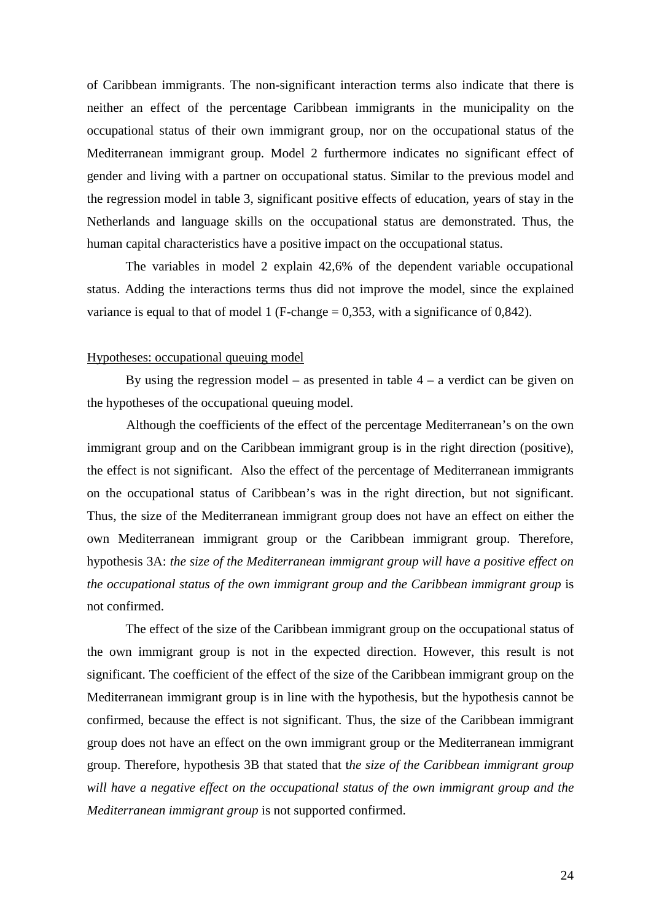of Caribbean immigrants. The non-significant interaction terms also indicate that there is neither an effect of the percentage Caribbean immigrants in the municipality on the occupational status of their own immigrant group, nor on the occupational status of the Mediterranean immigrant group. Model 2 furthermore indicates no significant effect of gender and living with a partner on occupational status. Similar to the previous model and the regression model in table 3, significant positive effects of education, years of stay in the Netherlands and language skills on the occupational status are demonstrated. Thus, the human capital characteristics have a positive impact on the occupational status.

The variables in model 2 explain 42,6% of the dependent variable occupational status. Adding the interactions terms thus did not improve the model, since the explained variance is equal to that of model 1 (F-change = 0,353, with a significance of 0,842).

<u>Hypotheses: occupational queuing model</u>

By using the regression model – as presented in table 4 – a verdict can be given on the hypotheses of the occupational queuing model.

Although the coefficients of the effect of the percentage Mediterranean's on the own immigrant group and on the Caribbean immigrant group is in the right direction (positive), the effect is not significant. Also the effect of the percentage of Mediterranean immigrants on the occupational status of Caribbean's was in the right direction, but not significant. Thus, the size of the Mediterranean immigrant group does not have an effect on either the own Mediterranean immigrant group or the Caribbean immigrant group. Therefore, hypothesis 3A: *the size of the Mediterranean immigrant group will have a positive effect on the occupational status of the own immigrant group and the Caribbean immigrant group* is not confirmed.

The effect of the size of the Caribbean immigrant group on the occupational status of the own immigrant group is not in the expected direction. However, this result is not significant. The coefficient of the effect of the size of the Caribbean immigrant group on the Mediterranean immigrant group is in line with the hypothesis, but the hypothesis cannot be confirmed, because the effect is not significant. Thus, the size of the Caribbean immigrant group does not have an effect on the own immigrant group or the Mediterranean immigrant group. Therefore, hypothesis 3B that stated that t*he size of the Caribbean immigrant group will have a negative effect on the occupational status of the own immigrant group and the Mediterranean immigrant group* is not supported confirmed.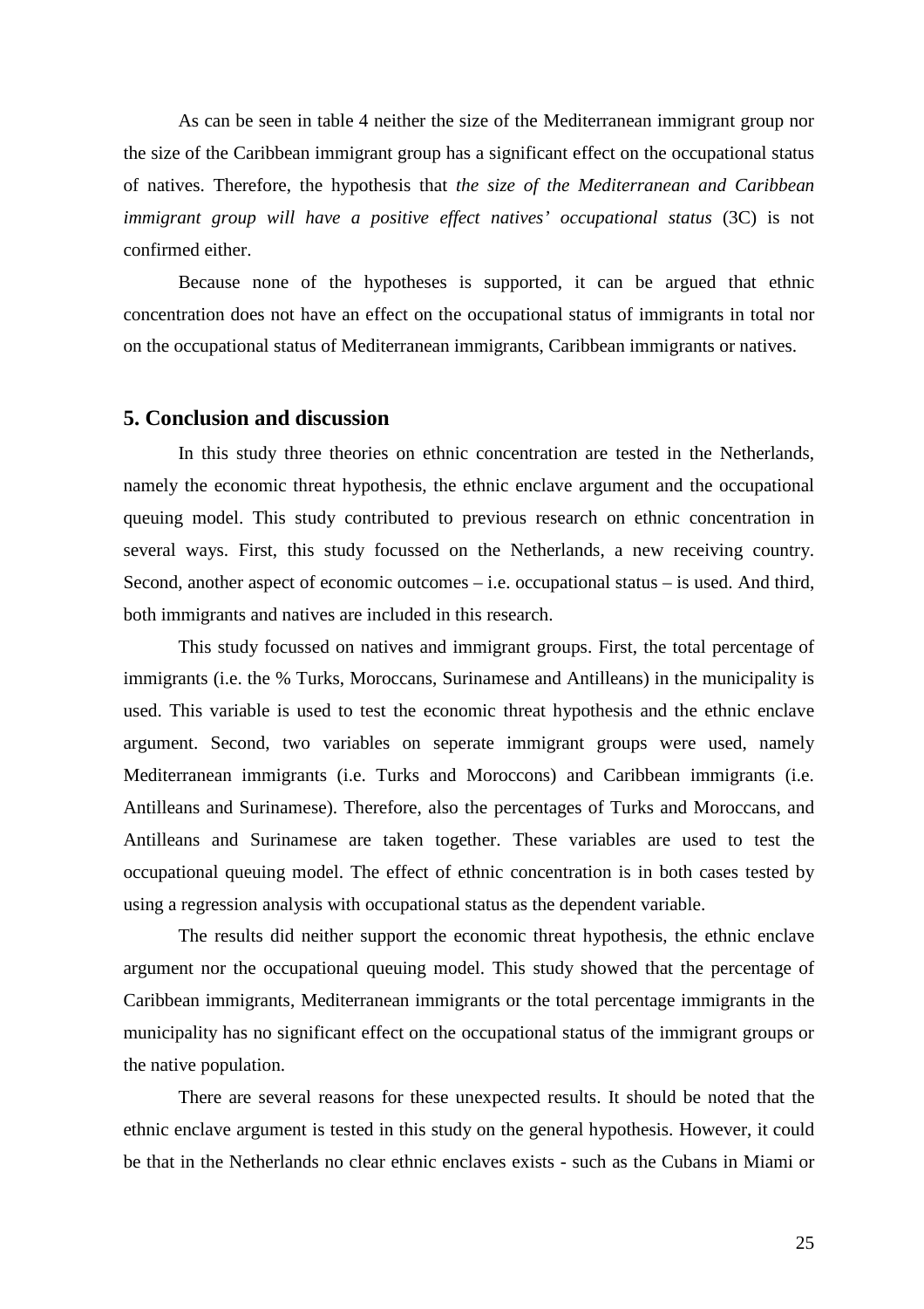As can be seen in table 4 neither the size of the Mediterranean immigrant group nor the size of the Caribbean immigrant group has a significant effect on the occupational status of natives. Therefore, the hypothesis that *the size of the Mediterranean and Caribbean immigrant group will have a positive effect natives' occupational status* (3C) is not confirmed either.

Because none of the hypotheses is supported, it can be argued that ethnic concentration does not have an effect on the occupational status of immigrants in total nor on the occupational status of Mediterranean immigrants, Caribbean immigrants or natives.

## 5. Conclusion and discussion

In this study three theories on ethnic concentration are tested in the Netherlands, namely the economic threat hypothesis, the ethnic enclave argument and the occupational queuing model. This study contributed to previous research on ethnic concentration in several ways. First, this study focussed on the Netherlands, a new receiving country. Second, another aspect of economic outcomes – i.e. occupational status – is used. And third, both immigrants and natives are included in this research.

This study focussed on natives and immigrant groups. First, the total percentage of immigrants (i.e. the % Turks, Moroccans, Surinamese and Antilleans) in the municipality is used. This variable is used to test the economic threat hypothesis and the ethnic enclave argument. Second, two variables on seperate immigrant groups were used, namely Mediterranean immigrants (i.e. Turks and Moroccons) and Caribbean immigrants (i.e. Antilleans and Surinamese). Therefore, also the percentages of Turks and Moroccans, and Antilleans and Surinamese are taken together. These variables are used to test the occupational queuing model. The effect of ethnic concentration is in both cases tested by using a regression analysis with occupational status as the dependent variable.

The results did neither support the economic threat hypothesis, the ethnic enclave argument nor the occupational queuing model. This study showed that the percentage of Caribbean immigrants, Mediterranean immigrants or the total percentage immigrants in the municipality has no significant effect on the occupational status of the immigrant groups or the native population.

There are several reasons for these unexpected results. It should be noted that the ethnic enclave argument is tested in this study on the general hypothesis. However, it could be that in the Netherlands no clear ethnic enclaves exists - such as the Cubans in Miami or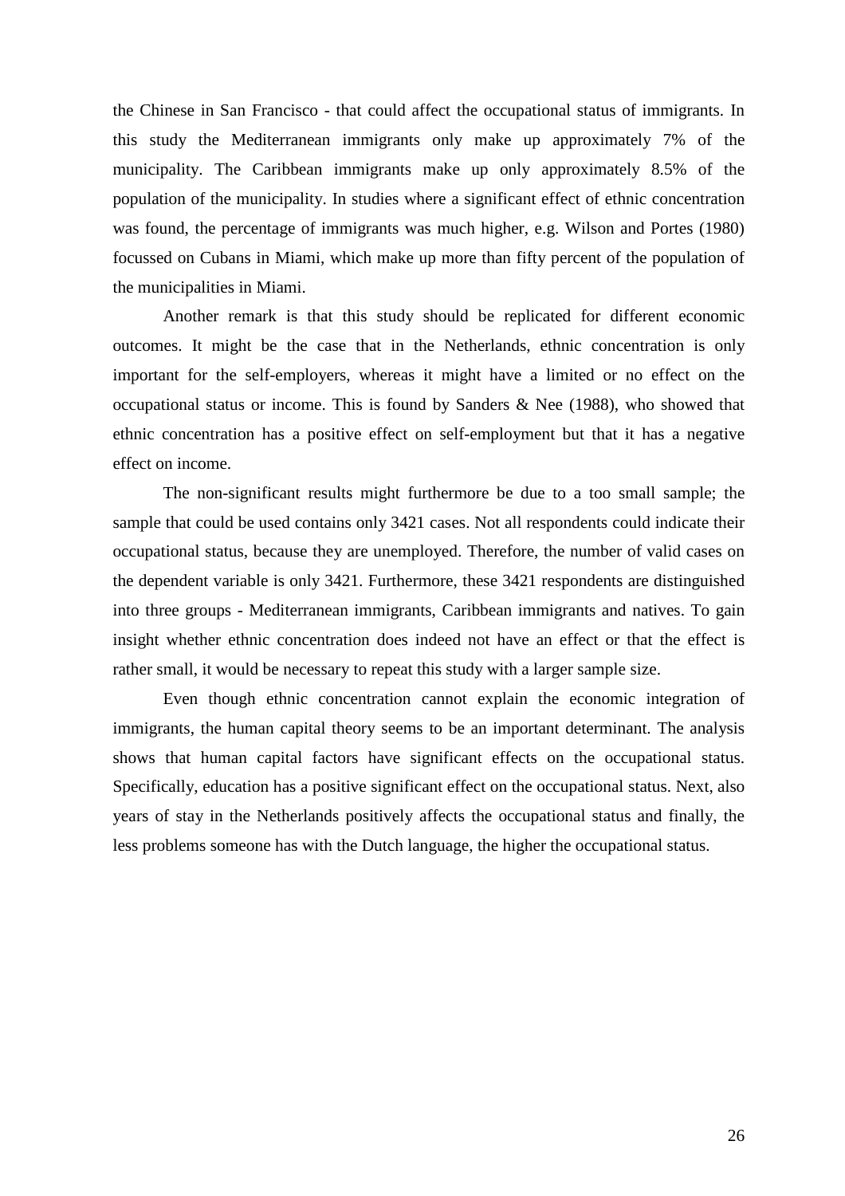the Chinese in San Francisco - that could affect the occupational status of immigrants. In this study the Mediterranean immigrants only make up approximately 7% of the municipality. The Caribbean immigrants make up only approximately 8.5% of the population of the municipality. In studies where a significant effect of ethnic concentration was found, the percentage of immigrants was much higher, e.g. Wilson and Portes (1980) focussed on Cubans in Miami, which make up more than fifty percent of the population of the municipalities in Miami.

Another remark is that this study should be replicated for different economic outcomes. It might be the case that in the Netherlands, ethnic concentration is only important for the self-employers, whereas it might have a limited or no effect on the occupational status or income. This is found by Sanders & Nee (1988), who showed that ethnic concentration has a positive effect on self-employment but that it has a negative effect on income.

The non-significant results might furthermore be due to a too small sample; the sample that could be used contains only 3421 cases. Not all respondents could indicate their occupational status, because they are unemployed. Therefore, the number of valid cases on the dependent variable is only 3421. Furthermore, these 3421 respondents are distinguished into three groups - Mediterranean immigrants, Caribbean immigrants and natives. To gain insight whether ethnic concentration does indeed not have an effect or that the effect is rather small, it would be necessary to repeat this study with a larger sample size.

Even though ethnic concentration cannot explain the economic integration of immigrants, the human capital theory seems to be an important determinant. The analysis shows that human capital factors have significant effects on the occupational status. Specifically, education has a positive significant effect on the occupational status. Next, also years of stay in the Netherlands positively affects the occupational status and finally, the less problems someone has with the Dutch language, the higher the occupational status.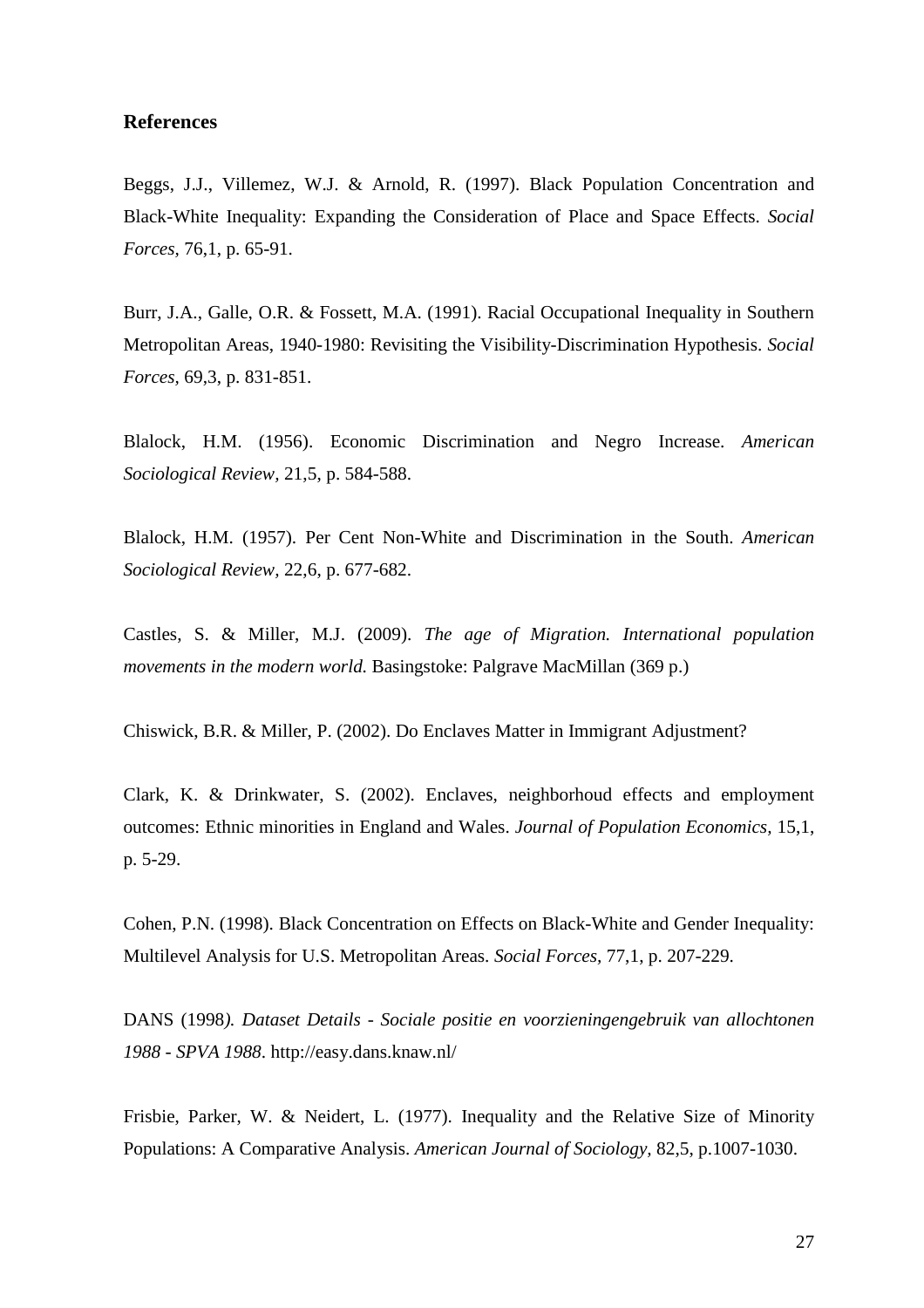## References

Beggs, J.J., Villemez, W.J. & Arnold, R. (1997). Black Population Concentration and Black-White Inequality: Expanding the Consideration of Place and Space Effects. *Social Forces*, 76,1, p. 65-91.

Burr, J.A., Galle, O.R. & Fossett, M.A. (1991). Racial Occupational Inequality in Southern Metropolitan Areas, 1940-1980: Revisiting the Visibility-Discrimination Hypothesis. *Social Forces,* 69,3, p. 831-851.

Blalock, H.M. (1956). Economic Discrimination and Negro Increase. *American Sociological Review,* 21,5, p. 584-588.

Blalock, H.M. (1957). Per Cent Non-White and Discrimination in the South. *American Sociological Review,* 22,6, p. 677-682.

Castles, S. & Miller, M.J. (2009). *The age of Migration. International population movements in the modern world.* Basingstoke: Palgrave MacMillan (369 p.)

Chiswick, B.R. & Miller, P. (2002). Do Enclaves Matter in Immigrant Adjustment?

Clark, K. & Drinkwater, S. (2002). Enclaves, neighborhoud effects and employment outcomes: Ethnic minorities in England and Wales. *Journal of Population Economics,* 15,1, p. 5-29.

Cohen, P.N. (1998). Black Concentration on Effects on Black-White and Gender Inequality: Multilevel Analysis for U.S. Metropolitan Areas. *Social Forces*, 77,1, p. 207-229.

DANS (1998*). Dataset Details - Sociale positie en voorzieningengebruik van allochtonen 1988 - SPVA 1988*. http://easy.dans.knaw.nl/

Frisbie, Parker, W. & Neidert, L. (1977). Inequality and the Relative Size of Minority Populations: A Comparative Analysis. *American Journal of Sociology,* 82,5, p.1007-1030.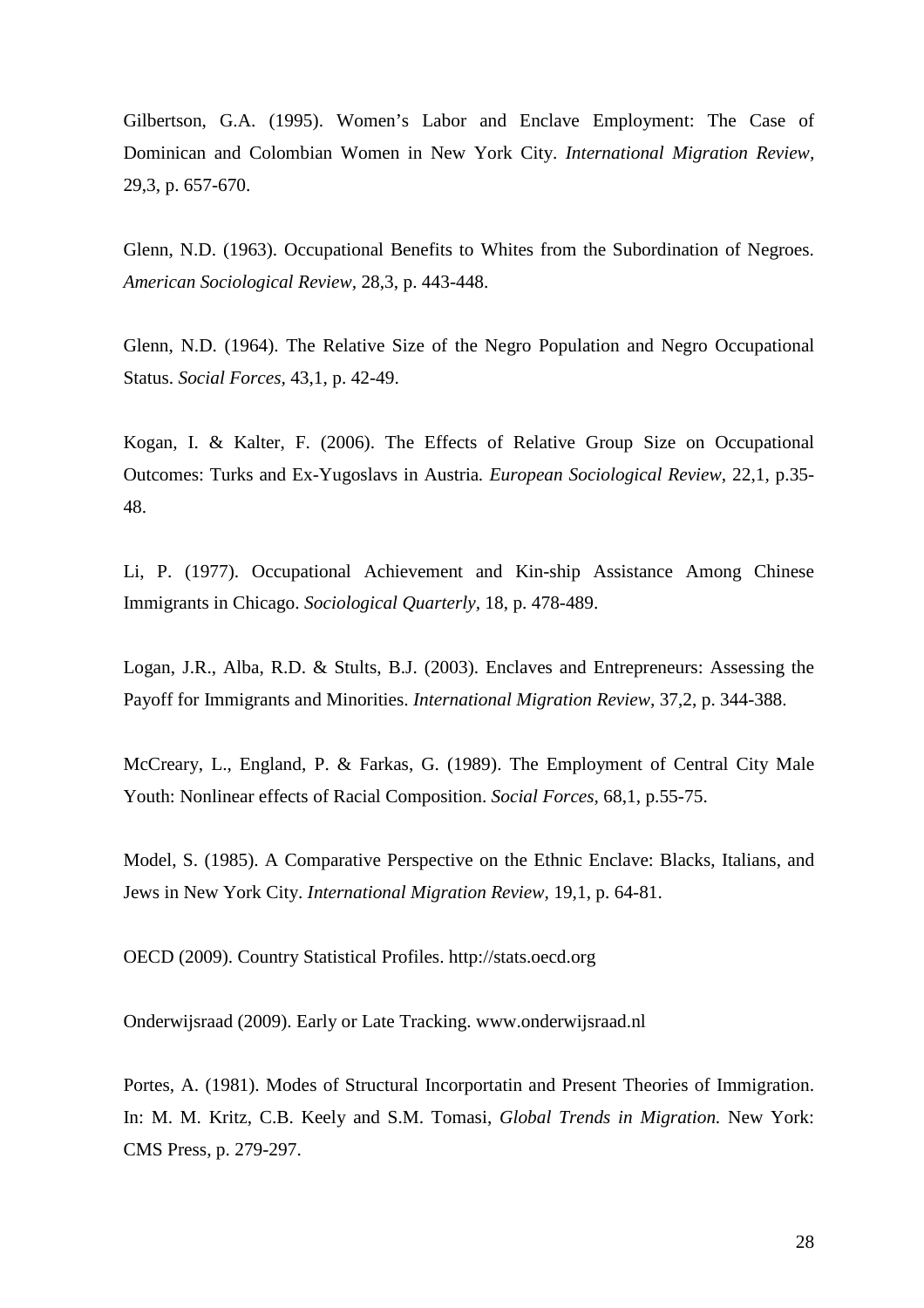Gilbertson, G.A. (1995). Women's Labor and Enclave Employment: The Case of Dominican and Colombian Women in New York City. *International Migration Review*, 29,3, p. 657-670.

Glenn, N.D. (1963). Occupational Benefits to Whites from the Subordination of Negroes. *American Sociological Review,* 28,3, p. 443-448.

Glenn, N.D. (1964). The Relative Size of the Negro Population and Negro Occupational Status. *Social Forces,* 43,1, p. 42-49.

Kogan, I. & Kalter, F. (2006). The Effects of Relative Group Size on Occupational Outcomes: Turks and Ex-Yugoslavs in Austria*. European Sociological Review*, 22,1, p.35-48.

Li, P. (1977). Occupational Achievement and Kin-ship Assistance Among Chinese Immigrants in Chicago. *Sociological Quarterly*, 18, p. 478-489.

Logan, J.R., Alba, R.D. & Stults, B.J. (2003). Enclaves and Entrepreneurs: Assessing the Payoff for Immigrants and Minorities. *International Migration Review*, 37,2, p. 344-388.

McCreary, L., England, P. & Farkas, G. (1989). The Employment of Central City Male Youth: Nonlinear effects of Racial Composition. *Social Forces,* 68,1, p.55-75.

Model, S. (1985). A Comparative Perspective on the Ethnic Enclave: Blacks, Italians, and Jews in New York City. *International Migration Review,* 19,1, p. 64-81.

OECD (2009). Country Statistical Profiles. http://stats.oecd.org

Onderwijsraad (2009). Early or Late Tracking. www.onderwijsraad.nl

Portes, A. (1981). Modes of Structural Incorportatin and Present Theories of Immigration. In: M. M. Kritz, C.B. Keely and S.M. Tomasi, *Global Trends in Migration.* New York: CMS Press, p. 279-297.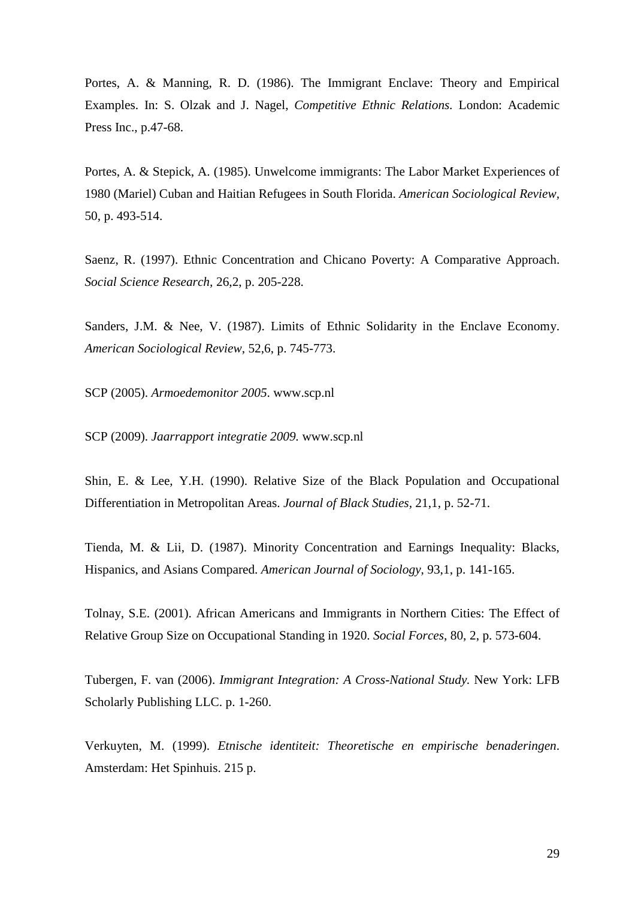Portes, A. & Manning, R. D. (1986). The Immigrant Enclave: Theory and Empirical Examples. In: S. Olzak and J. Nagel, *Competitive Ethnic Relations*. London: Academic Press Inc., p.47-68.

Portes, A. & Stepick, A. (1985). Unwelcome immigrants: The Labor Market Experiences of 1980 (Mariel) Cuban and Haitian Refugees in South Florida. *American Sociological Review*, 50, p. 493-514.

Saenz, R. (1997). Ethnic Concentration and Chicano Poverty: A Comparative Approach. *Social Science Research*, 26,2, p. 205-228.

Sanders, J.M. & Nee, V. (1987). Limits of Ethnic Solidarity in the Enclave Economy. *American Sociological Review*, 52,6, p. 745-773.

SCP (2005). *Armoedemonitor 2005*. www.scp.nl

SCP (2009). *Jaarrapport integratie 2009.* www.scp.nl

Shin, E. & Lee, Y.H. (1990). Relative Size of the Black Population and Occupational Differentiation in Metropolitan Areas. *Journal of Black Studies*, 21,1, p. 52-71.

Tienda, M. & Lii, D. (1987). Minority Concentration and Earnings Inequality: Blacks, Hispanics, and Asians Compared. *American Journal of Sociology*, 93,1, p. 141-165.

Tolnay, S.E. (2001). African Americans and Immigrants in Northern Cities: The Effect of Relative Group Size on Occupational Standing in 1920. *Social Forces*, 80, 2, p. 573-604.

Tubergen, F. van (2006). *Immigrant Integration: A Cross-National Study.* New York: LFB Scholarly Publishing LLC. p. 1-260.

Verkuyten, M. (1999). *Etnische identiteit: Theoretische en empirische benaderingen*. Amsterdam: Het Spinhuis. 215 p.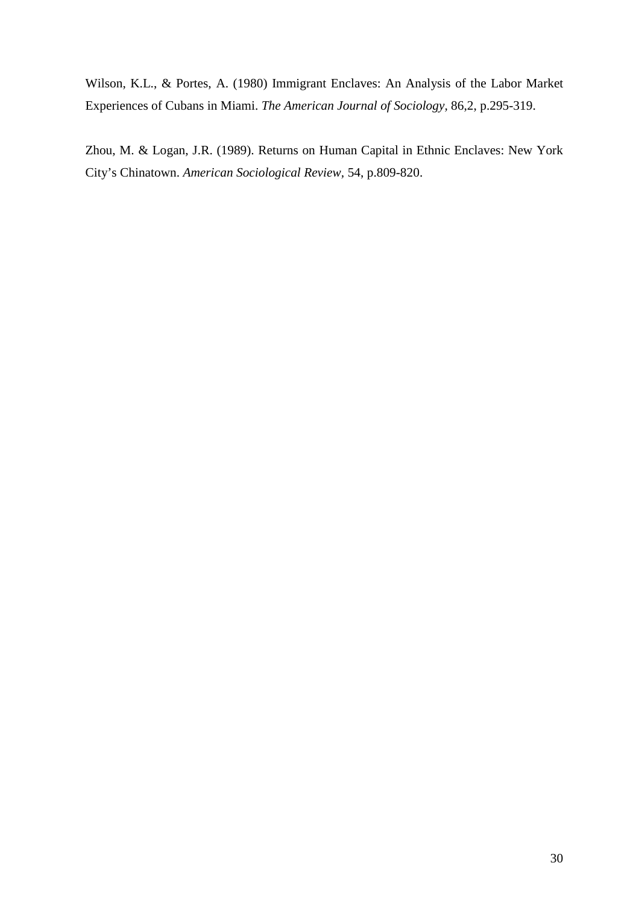Wilson, K.L., & Portes, A. (1980) Immigrant Enclaves: An Analysis of the Labor Market Experiences of Cubans in Miami. *The American Journal of Sociology*, 86,2, p.295-319.

Zhou, M. & Logan, J.R. (1989). Returns on Human Capital in Ethnic Enclaves: New York City's Chinatown. *American Sociological Review*, 54, p.809-820.